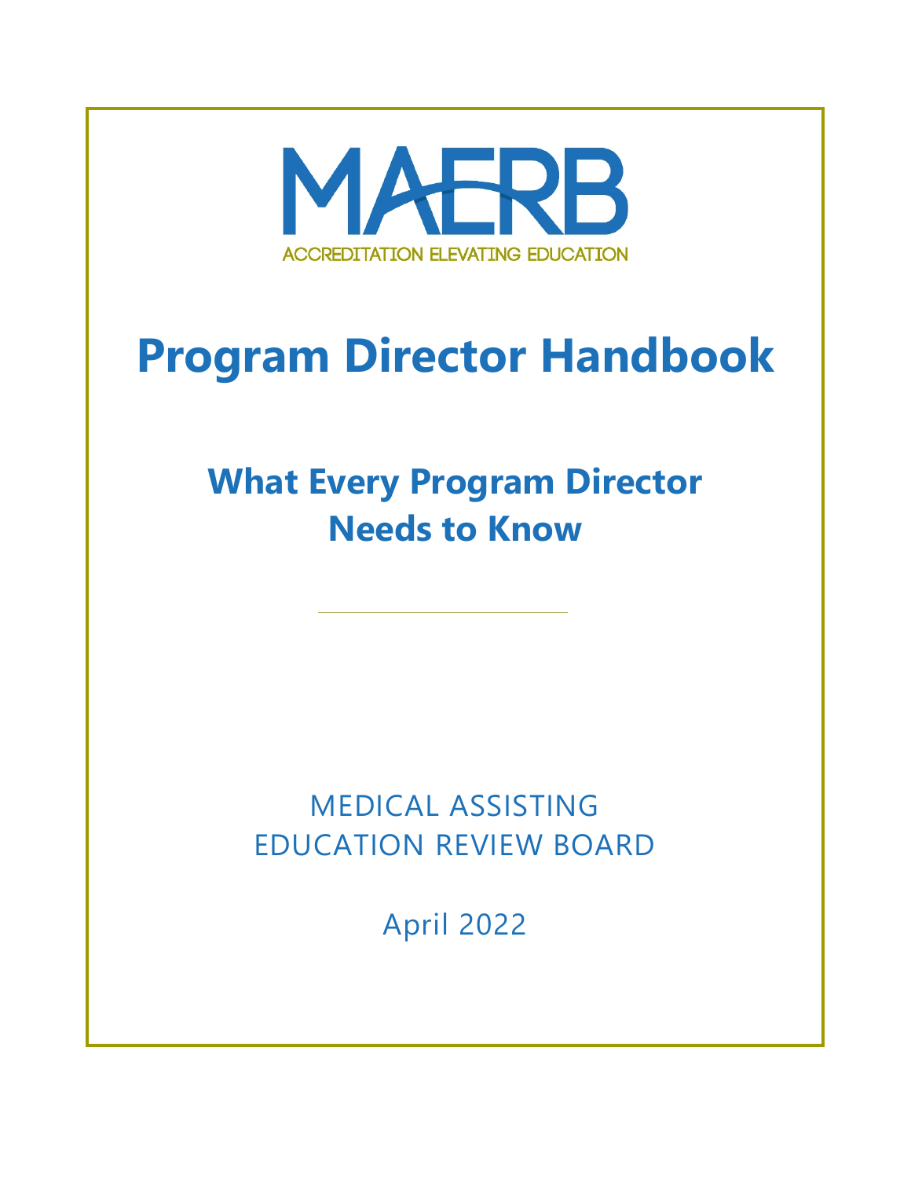MAERB

ACCREDITATION ELEVATING EDUCATION

# Program Director Handbook

## What Every Program Director Needs to Know

---

MEDICAL ASSISTING
EDUCATION REVIEW BOARD

April 2022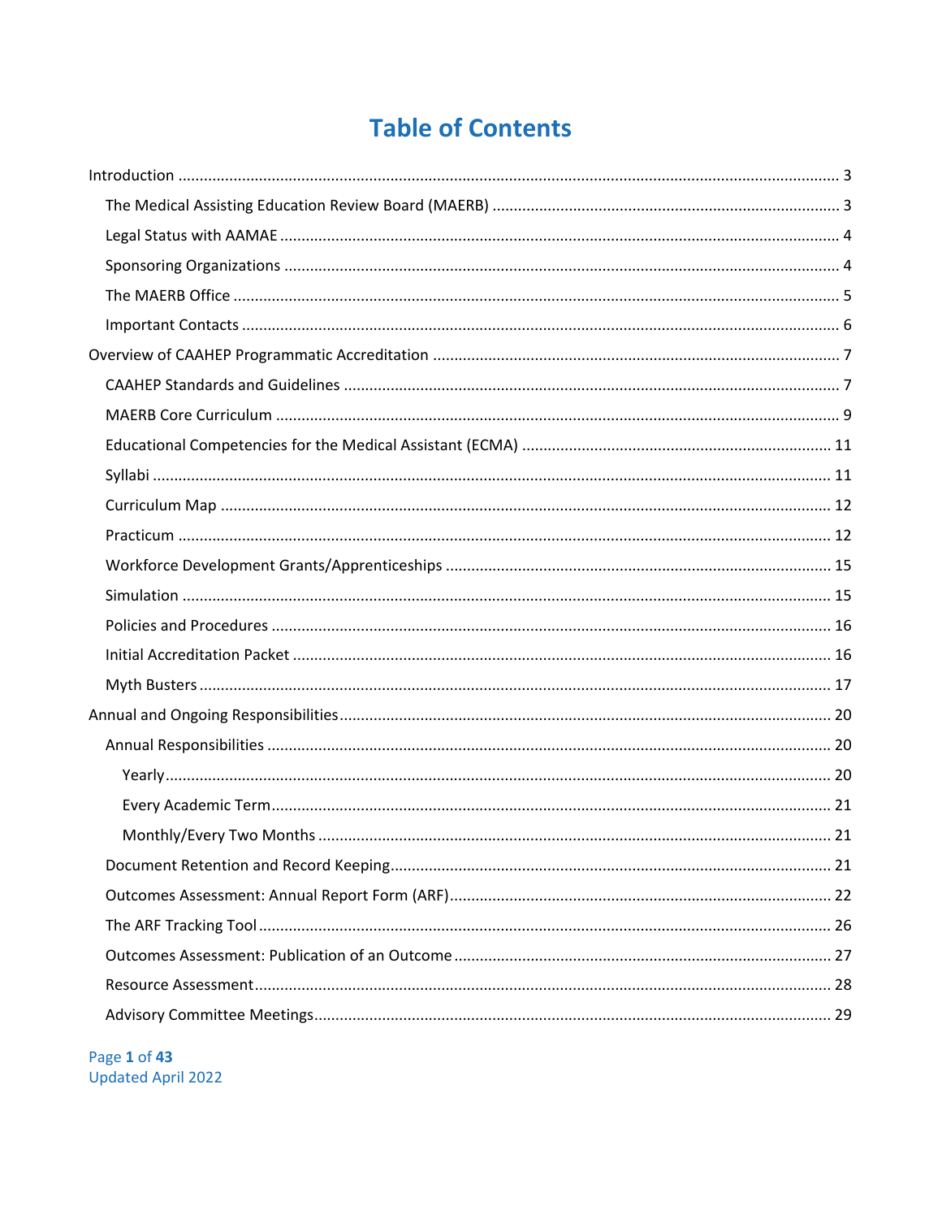# Table of Contents

Introduction ........................................................................................................................................ 3
- The Medical Assisting Education Review Board (MAERB) ................................................................ 3
- Legal Status with AAMAE ................................................................................................................. 4
- Sponsoring Organizations ................................................................................................................ 4
- The MAERB Office ........................................................................................................................... 5
- Important Contacts .......................................................................................................................... 6

Overview of CAAHEP Programmatic Accreditation ............................................................................... 7
- CAAHEP Standards and Guidelines ................................................................................................... 7
- MAERB Core Curriculum .................................................................................................................. 9
- Educational Competencies for the Medical Assistant (ECMA) ........................................................ 11
- Syllabi ............................................................................................................................................ 11
- Curriculum Map ............................................................................................................................. 12
- Practicum ...................................................................................................................................... 12
- Workforce Development Grants/Apprenticeships .......................................................................... 15
- Simulation ..................................................................................................................................... 15
- Policies and Procedures ................................................................................................................. 16
- Initial Accreditation Packet ............................................................................................................ 16
- Myth Busters .................................................................................................................................. 17

Annual and Ongoing Responsibilities .................................................................................................. 20
- Annual Responsibilities ................................................................................................................... 20
  - Yearly .......................................................................................................................................... 20
  - Every Academic Term .................................................................................................................. 21
  - Monthly/Every Two Months ........................................................................................................ 21
- Document Retention and Record Keeping ...................................................................................... 21
- Outcomes Assessment: Annual Report Form (ARF) ......................................................................... 22
- The ARF Tracking Tool .................................................................................................................... 26
- Outcomes Assessment: Publication of an Outcome ........................................................................ 27
- Resource Assessment ..................................................................................................................... 28
- Advisory Committee Meetings ........................................................................................................ 29

Updated April 2022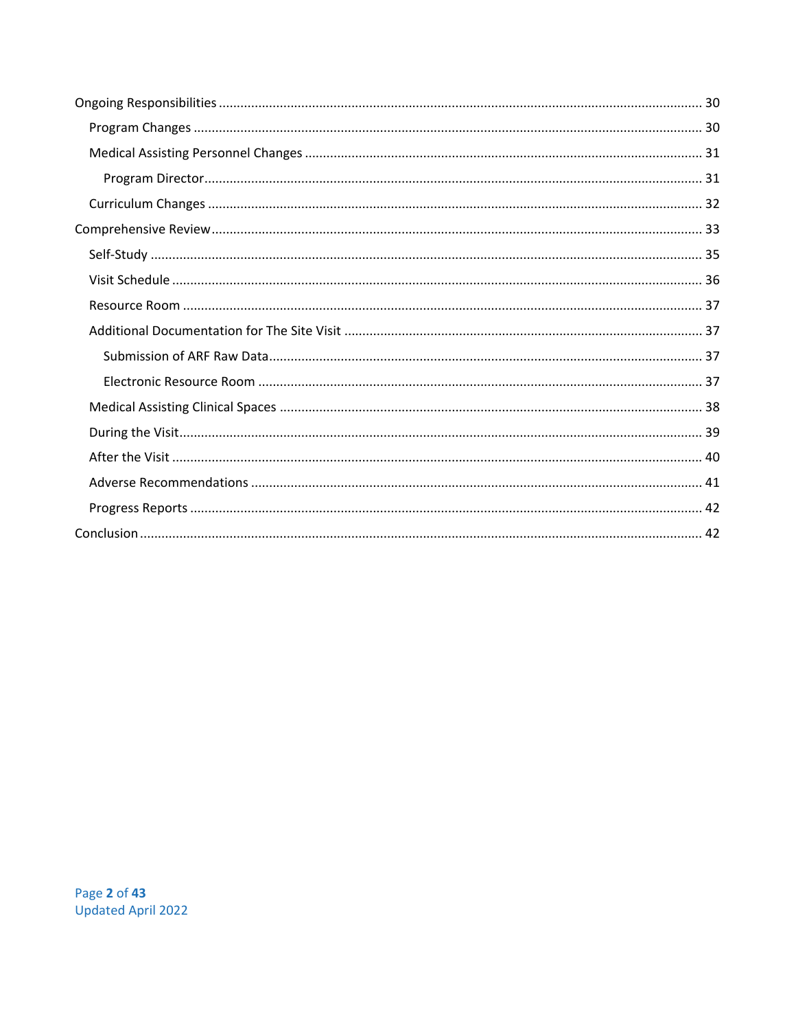- Ongoing Responsibilities ..................................................... 30
  - Program Changes ..................................................... 30
  - Medical Assisting Personnel Changes ..................................................... 31
    - Program Director ..................................................... 31
  - Curriculum Changes ..................................................... 32
- Comprehensive Review ..................................................... 33
  - Self-Study ..................................................... 35
  - Visit Schedule ..................................................... 36
  - Resource Room ..................................................... 37
  - Additional Documentation for The Site Visit ..................................................... 37
    - Submission of ARF Raw Data ..................................................... 37
    - Electronic Resource Room ..................................................... 37
  - Medical Assisting Clinical Spaces ..................................................... 38
  - During the Visit ..................................................... 39
  - After the Visit ..................................................... 40
  - Adverse Recommendations ..................................................... 41
  - Progress Reports ..................................................... 42
- Conclusion ..................................................... 42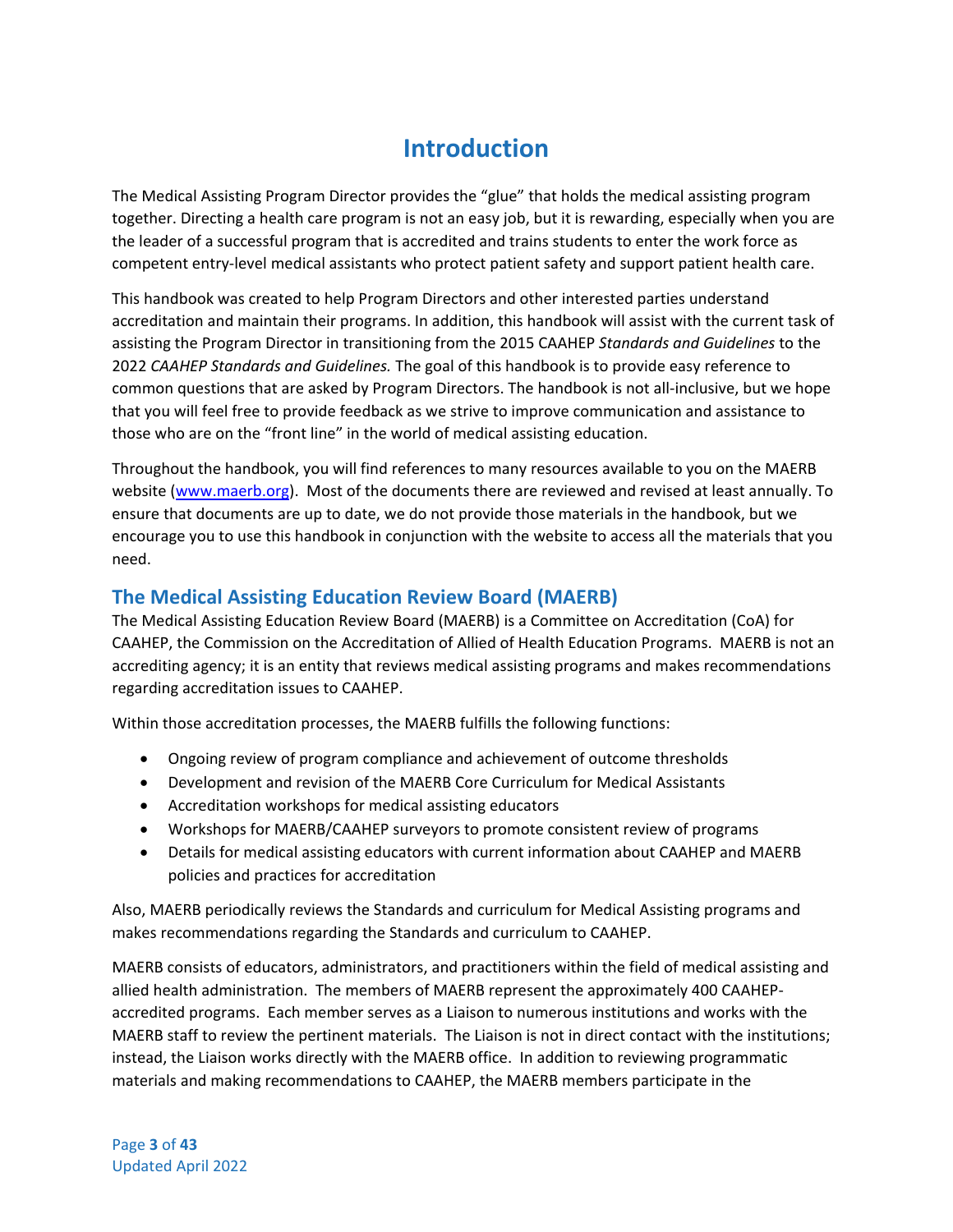# Introduction

The Medical Assisting Program Director provides the "glue" that holds the medical assisting program together. Directing a health care program is not an easy job, but it is rewarding, especially when you are the leader of a successful program that is accredited and trains students to enter the work force as competent entry-level medical assistants who protect patient safety and support patient health care.

This handbook was created to help Program Directors and other interested parties understand accreditation and maintain their programs. In addition, this handbook will assist with the current task of assisting the Program Director in transitioning from the 2015 CAAHEP *Standards and Guidelines* to the 2022 *CAAHEP Standards and Guidelines.* The goal of this handbook is to provide easy reference to common questions that are asked by Program Directors. The handbook is not all-inclusive, but we hope that you will feel free to provide feedback as we strive to improve communication and assistance to those who are on the "front line" in the world of medical assisting education.

Throughout the handbook, you will find references to many resources available to you on the MAERB website ([www.maerb.org](www.maerb.org)). Most of the documents there are reviewed and revised at least annually. To ensure that documents are up to date, we do not provide those materials in the handbook, but we encourage you to use this handbook in conjunction with the website to access all the materials that you need.

## The Medical Assisting Education Review Board (MAERB)

The Medical Assisting Education Review Board (MAERB) is a Committee on Accreditation (CoA) for CAAHEP, the Commission on the Accreditation of Allied of Health Education Programs. MAERB is not an accrediting agency; it is an entity that reviews medical assisting programs and makes recommendations regarding accreditation issues to CAAHEP.

Within those accreditation processes, the MAERB fulfills the following functions:

- Ongoing review of program compliance and achievement of outcome thresholds
- Development and revision of the MAERB Core Curriculum for Medical Assistants
- Accreditation workshops for medical assisting educators
- Workshops for MAERB/CAAHEP surveyors to promote consistent review of programs
- Details for medical assisting educators with current information about CAAHEP and MAERB policies and practices for accreditation

Also, MAERB periodically reviews the Standards and curriculum for Medical Assisting programs and makes recommendations regarding the Standards and curriculum to CAAHEP.

MAERB consists of educators, administrators, and practitioners within the field of medical assisting and allied health administration. The members of MAERB represent the approximately 400 CAAHEP-accredited programs. Each member serves as a Liaison to numerous institutions and works with the MAERB staff to review the pertinent materials. The Liaison is not in direct contact with the institutions; instead, the Liaison works directly with the MAERB office. In addition to reviewing programmatic materials and making recommendations to CAAHEP, the MAERB members participate in the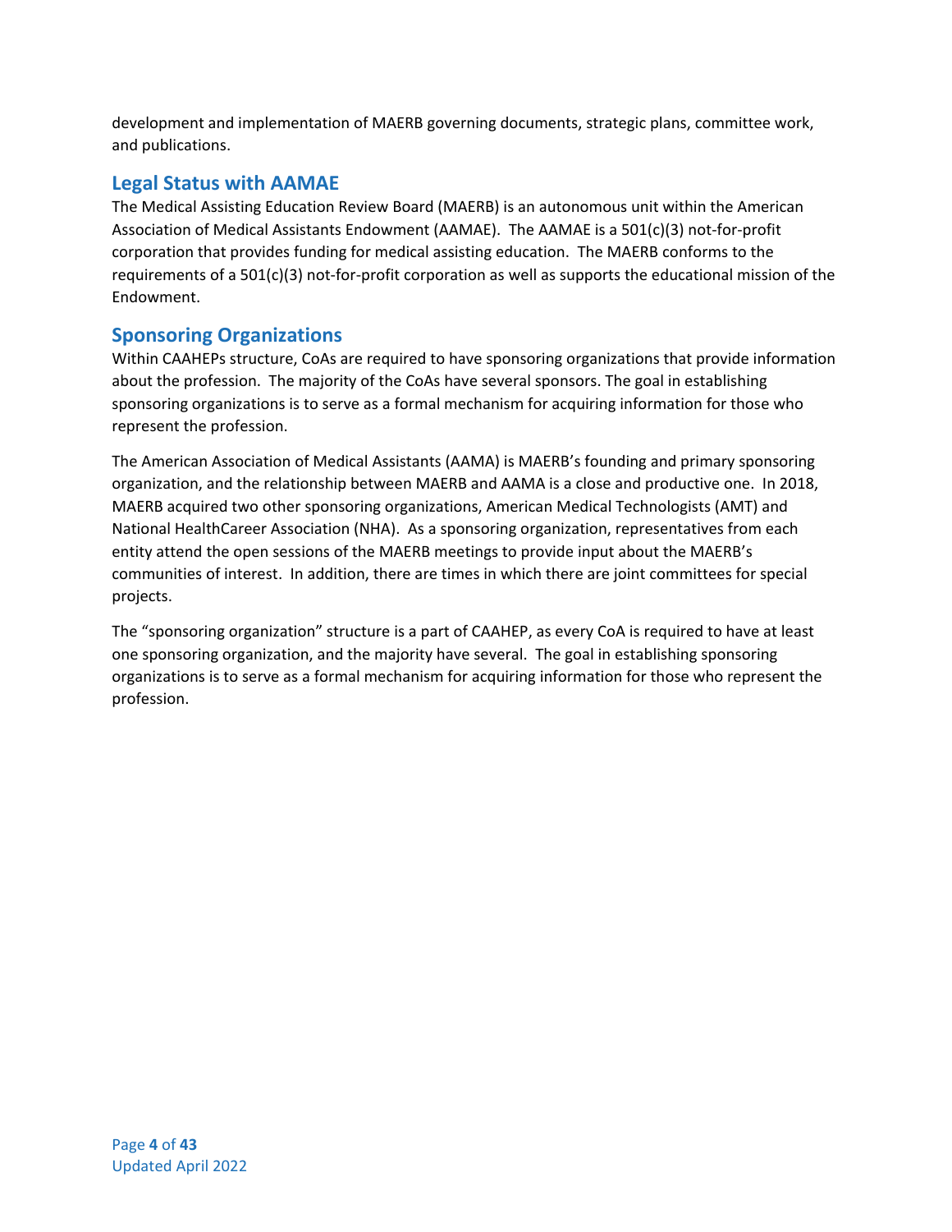development and implementation of MAERB governing documents, strategic plans, committee work, and publications.

## Legal Status with AAMAE

The Medical Assisting Education Review Board (MAERB) is an autonomous unit within the American Association of Medical Assistants Endowment (AAMAE). The AAMAE is a 501(c)(3) not-for-profit corporation that provides funding for medical assisting education. The MAERB conforms to the requirements of a 501(c)(3) not-for-profit corporation as well as supports the educational mission of the Endowment.

## Sponsoring Organizations

Within CAAHEPs structure, CoAs are required to have sponsoring organizations that provide information about the profession. The majority of the CoAs have several sponsors. The goal in establishing sponsoring organizations is to serve as a formal mechanism for acquiring information for those who represent the profession.

The American Association of Medical Assistants (AAMA) is MAERB's founding and primary sponsoring organization, and the relationship between MAERB and AAMA is a close and productive one. In 2018, MAERB acquired two other sponsoring organizations, American Medical Technologists (AMT) and National HealthCareer Association (NHA). As a sponsoring organization, representatives from each entity attend the open sessions of the MAERB meetings to provide input about the MAERB's communities of interest. In addition, there are times in which there are joint committees for special projects.

The "sponsoring organization" structure is a part of CAAHEP, as every CoA is required to have at least one sponsoring organization, and the majority have several. The goal in establishing sponsoring organizations is to serve as a formal mechanism for acquiring information for those who represent the profession.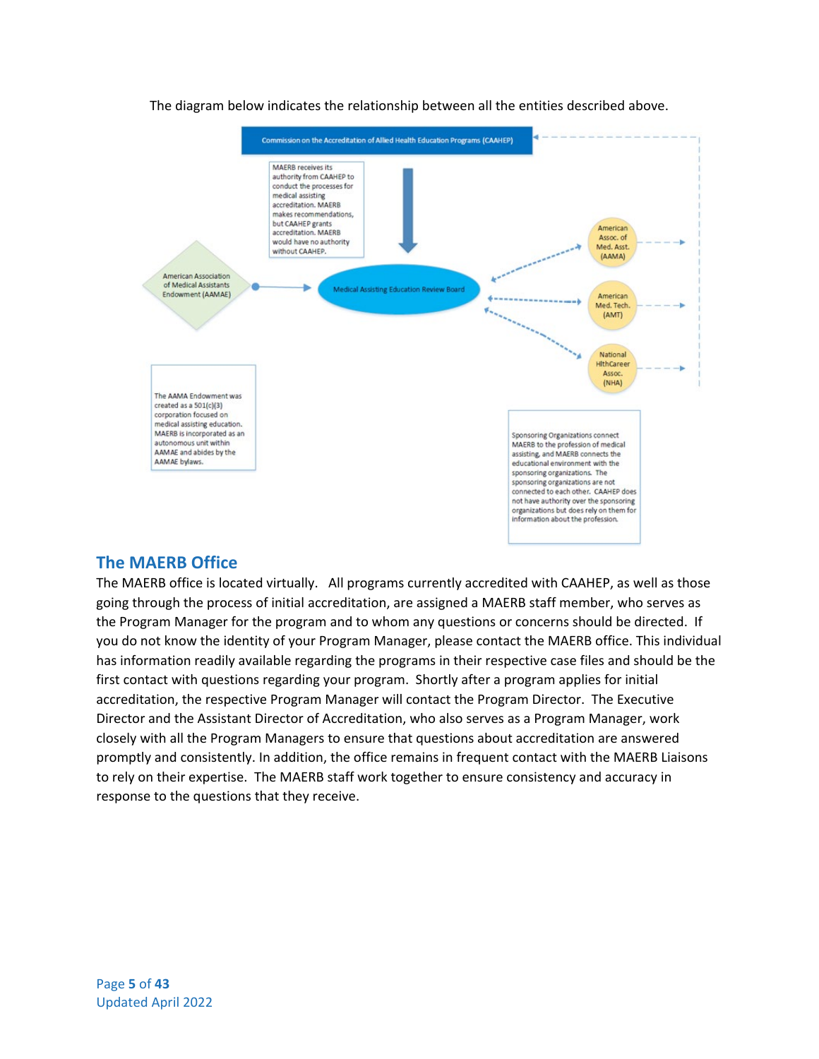The diagram below indicates the relationship between all the entities described above.

Commission on the Accreditation of Allied Health Education Programs (CAAHEP)

MAERB receives its authority from CAAHEP to conduct the processes for medical assisting accreditation. MAERB makes recommendations, but CAAHEP grants accreditation. MAERB would have no authority without CAAHEP.

American Association of Medical Assistants Endowment (AAMAE)

Medical Assisting Education Review Board

American Assoc. of Med. Asst. (AAMA)

American Med. Tech. (AMT)

National HlthCareer Assoc. (NHA)

The AAMA Endowment was created as a 501(c)(3) corporation focused on medical assisting education. MAERB is incorporated as an autonomous unit within AAMAE and abides by the AAMAE bylaws.

Sponsoring Organizations connect MAERB to the profession of medical assisting, and MAERB connects the educational environment with the sponsoring organizations. The sponsoring organizations are not connected to each other. CAAHEP does not have authority over the sponsoring organizations but does rely on them for information about the profession.

## The MAERB Office

The MAERB office is located virtually. All programs currently accredited with CAAHEP, as well as those going through the process of initial accreditation, are assigned a MAERB staff member, who serves as the Program Manager for the program and to whom any questions or concerns should be directed. If you do not know the identity of your Program Manager, please contact the MAERB office. This individual has information readily available regarding the programs in their respective case files and should be the first contact with questions regarding your program. Shortly after a program applies for initial accreditation, the respective Program Manager will contact the Program Director. The Executive Director and the Assistant Director of Accreditation, who also serves as a Program Manager, work closely with all the Program Managers to ensure that questions about accreditation are answered promptly and consistently. In addition, the office remains in frequent contact with the MAERB Liaisons to rely on their expertise. The MAERB staff work together to ensure consistency and accuracy in response to the questions that they receive.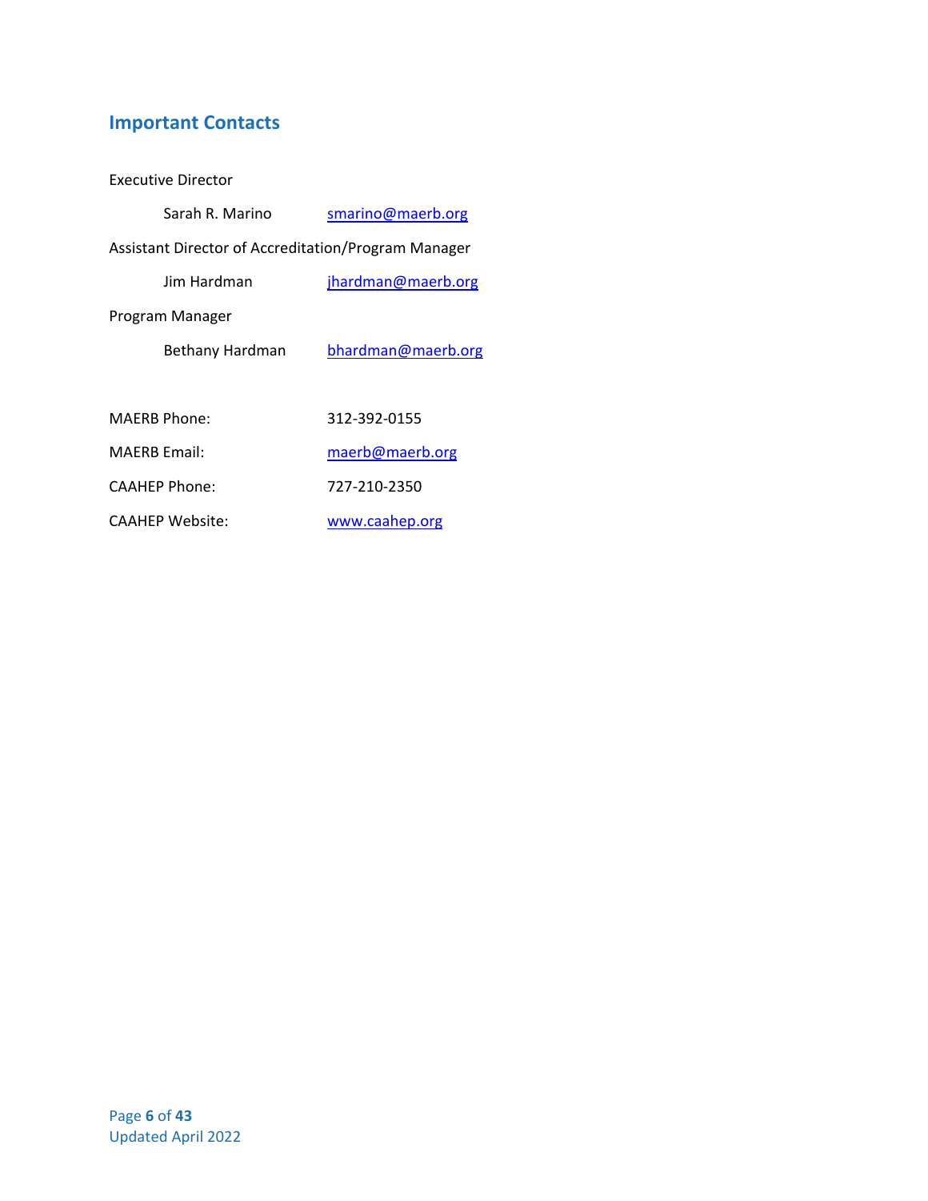## Important Contacts

Executive Director

Sarah R. Marino smarino@maerb.org

Assistant Director of Accreditation/Program Manager

Jim Hardman jhardman@maerb.org

Program Manager

Bethany Hardman bhardman@maerb.org

MAERB Phone: 312-392-0155

MAERB Email: maerb@maerb.org

CAAHEP Phone: 727-210-2350

CAAHEP Website: www.caahep.org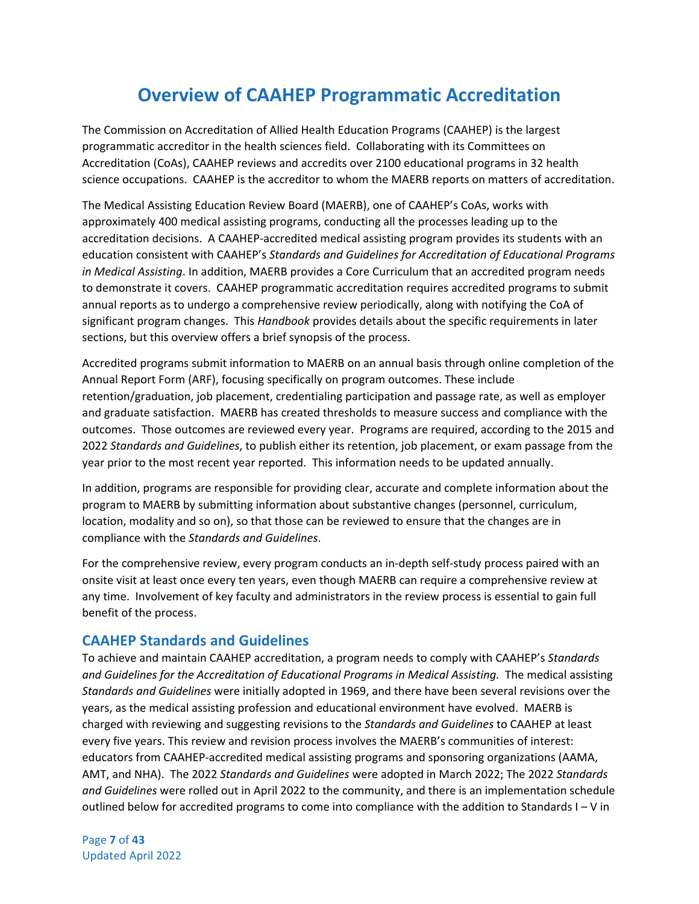# Overview of CAAHEP Programmatic Accreditation

The Commission on Accreditation of Allied Health Education Programs (CAAHEP) is the largest programmatic accreditor in the health sciences field. Collaborating with its Committees on Accreditation (CoAs), CAAHEP reviews and accredits over 2100 educational programs in 32 health science occupations. CAAHEP is the accreditor to whom the MAERB reports on matters of accreditation.

The Medical Assisting Education Review Board (MAERB), one of CAAHEP's CoAs, works with approximately 400 medical assisting programs, conducting all the processes leading up to the accreditation decisions. A CAAHEP-accredited medical assisting program provides its students with an education consistent with CAAHEP's *Standards and Guidelines for Accreditation of Educational Programs in Medical Assisting*. In addition, MAERB provides a Core Curriculum that an accredited program needs to demonstrate it covers. CAAHEP programmatic accreditation requires accredited programs to submit annual reports as to undergo a comprehensive review periodically, along with notifying the CoA of significant program changes. This *Handbook* provides details about the specific requirements in later sections, but this overview offers a brief synopsis of the process.

Accredited programs submit information to MAERB on an annual basis through online completion of the Annual Report Form (ARF), focusing specifically on program outcomes. These include retention/graduation, job placement, credentialing participation and passage rate, as well as employer and graduate satisfaction. MAERB has created thresholds to measure success and compliance with the outcomes. Those outcomes are reviewed every year. Programs are required, according to the 2015 and 2022 *Standards and Guidelines*, to publish either its retention, job placement, or exam passage from the year prior to the most recent year reported. This information needs to be updated annually.

In addition, programs are responsible for providing clear, accurate and complete information about the program to MAERB by submitting information about substantive changes (personnel, curriculum, location, modality and so on), so that those can be reviewed to ensure that the changes are in compliance with the *Standards and Guidelines*.

For the comprehensive review, every program conducts an in-depth self-study process paired with an onsite visit at least once every ten years, even though MAERB can require a comprehensive review at any time. Involvement of key faculty and administrators in the review process is essential to gain full benefit of the process.

## CAAHEP Standards and Guidelines

To achieve and maintain CAAHEP accreditation, a program needs to comply with CAAHEP's *Standards and Guidelines for the Accreditation of Educational Programs in Medical Assisting.* The medical assisting *Standards and Guidelines* were initially adopted in 1969, and there have been several revisions over the years, as the medical assisting profession and educational environment have evolved. MAERB is charged with reviewing and suggesting revisions to the *Standards and Guidelines* to CAAHEP at least every five years. This review and revision process involves the MAERB's communities of interest: educators from CAAHEP-accredited medical assisting programs and sponsoring organizations (AAMA, AMT, and NHA). The 2022 *Standards and Guidelines* were adopted in March 2022; The 2022 *Standards and Guidelines* were rolled out in April 2022 to the community, and there is an implementation schedule outlined below for accredited programs to come into compliance with the addition to Standards I – V in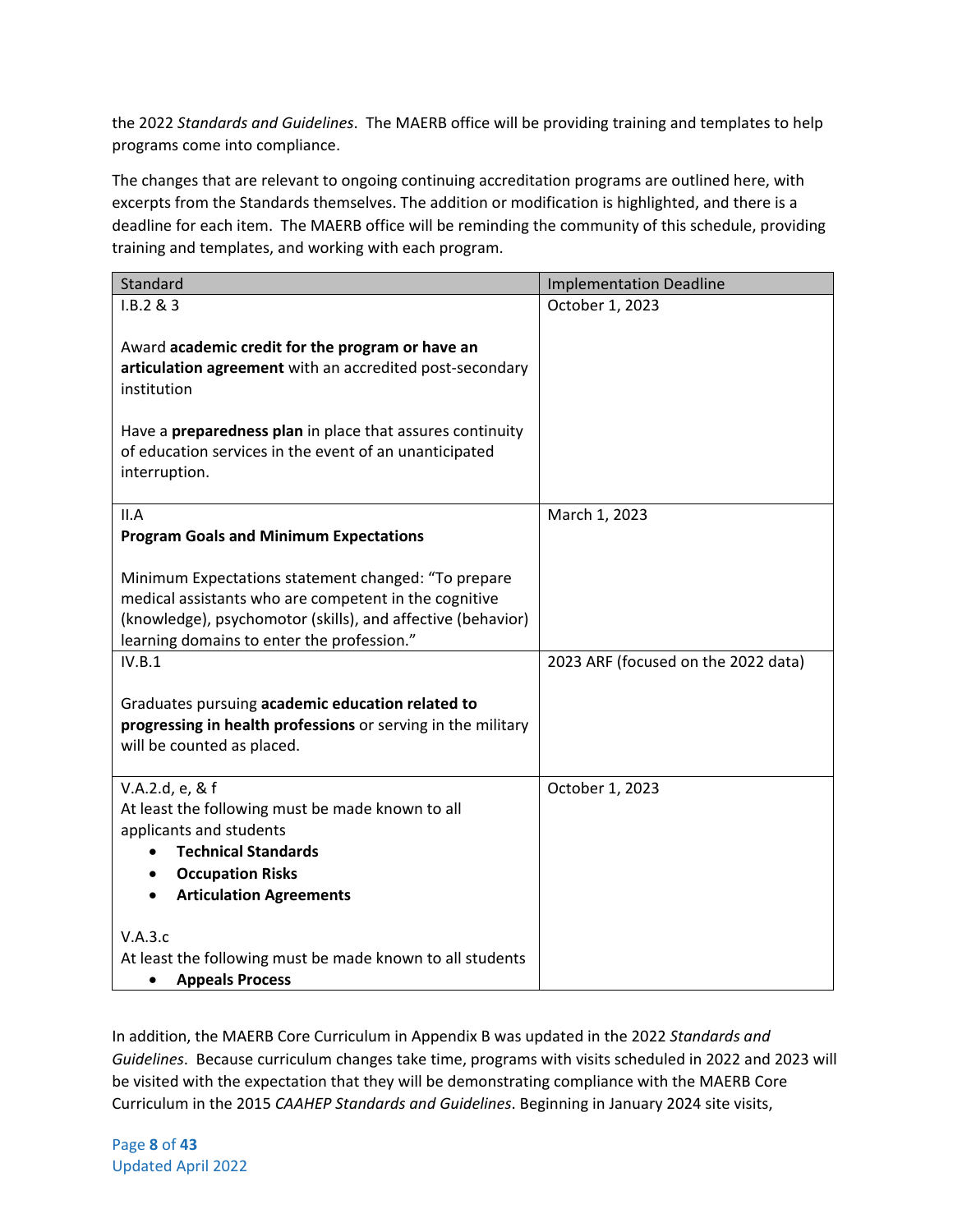the 2022 *Standards and Guidelines*. The MAERB office will be providing training and templates to help programs come into compliance.

The changes that are relevant to ongoing continuing accreditation programs are outlined here, with excerpts from the Standards themselves. The addition or modification is highlighted, and there is a deadline for each item. The MAERB office will be reminding the community of this schedule, providing training and templates, and working with each program.

| Standard | Implementation Deadline |
|---|---|
| I.B.2 & 3<br><br>Award **academic credit for the program or have an articulation agreement** with an accredited post-secondary institution<br><br>Have a **preparedness plan** in place that assures continuity of education services in the event of an unanticipated interruption. | October 1, 2023 |
| II.A<br>**Program Goals and Minimum Expectations**<br><br>Minimum Expectations statement changed: "To prepare medical assistants who are competent in the cognitive (knowledge), psychomotor (skills), and affective (behavior) learning domains to enter the profession." | March 1, 2023 |
| IV.B.1<br><br>Graduates pursuing **academic education related to progressing in health professions** or serving in the military will be counted as placed. | 2023 ARF (focused on the 2022 data) |
| V.A.2.d, e, & f<br>At least the following must be made known to all applicants and students<br>• **Technical Standards**<br>• **Occupation Risks**<br>• **Articulation Agreements**<br><br>V.A.3.c<br>At least the following must be made known to all students<br>• **Appeals Process** | October 1, 2023 |

In addition, the MAERB Core Curriculum in Appendix B was updated in the 2022 *Standards and Guidelines*. Because curriculum changes take time, programs with visits scheduled in 2022 and 2023 will be visited with the expectation that they will be demonstrating compliance with the MAERB Core Curriculum in the 2015 *CAAHEP Standards and Guidelines*. Beginning in January 2024 site visits,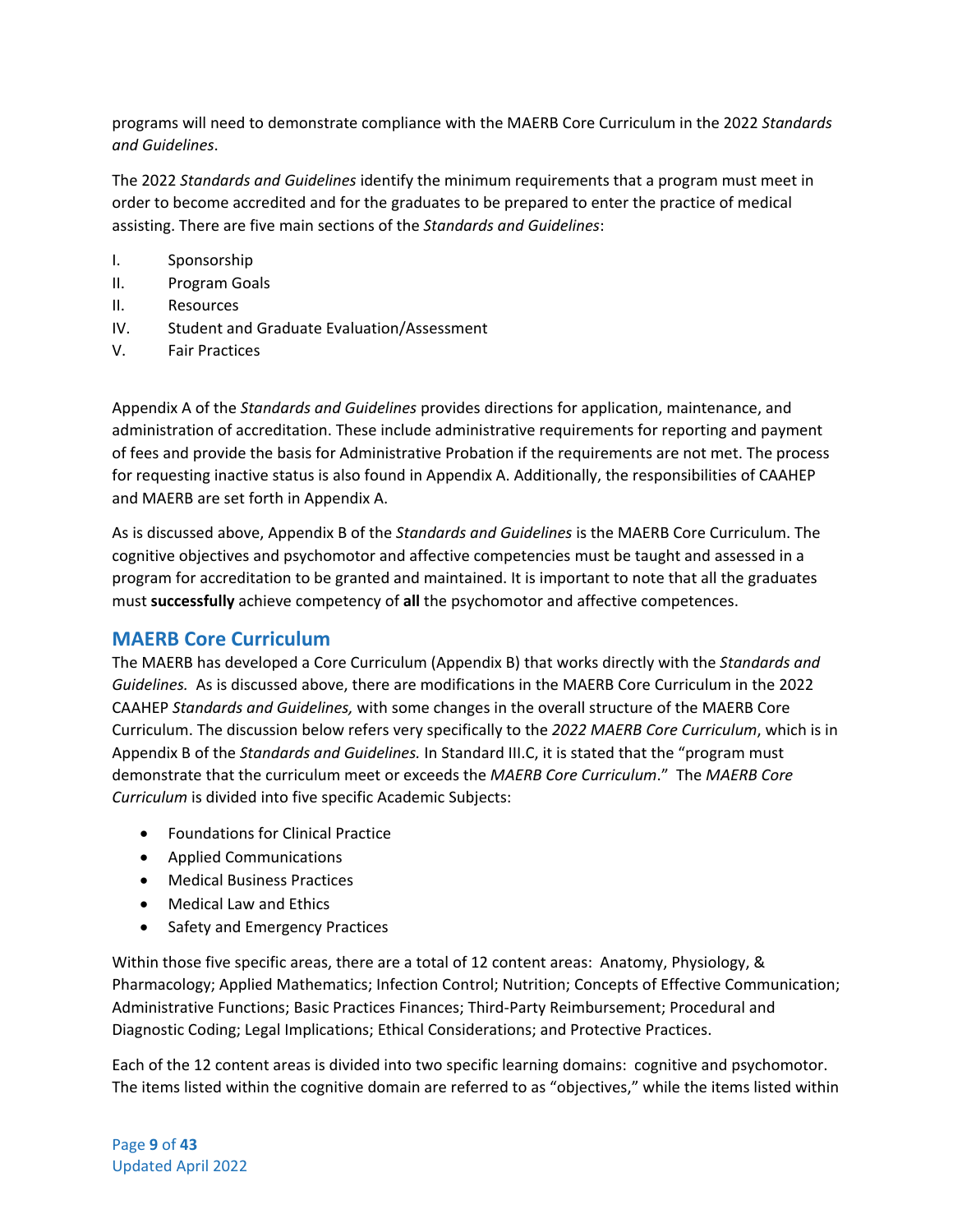programs will need to demonstrate compliance with the MAERB Core Curriculum in the 2022 *Standards and Guidelines*.

The 2022 *Standards and Guidelines* identify the minimum requirements that a program must meet in order to become accredited and for the graduates to be prepared to enter the practice of medical assisting. There are five main sections of the *Standards and Guidelines*:

I. Sponsorship
II. Program Goals
II. Resources
IV. Student and Graduate Evaluation/Assessment
V. Fair Practices

Appendix A of the *Standards and Guidelines* provides directions for application, maintenance, and administration of accreditation. These include administrative requirements for reporting and payment of fees and provide the basis for Administrative Probation if the requirements are not met. The process for requesting inactive status is also found in Appendix A. Additionally, the responsibilities of CAAHEP and MAERB are set forth in Appendix A.

As is discussed above, Appendix B of the *Standards and Guidelines* is the MAERB Core Curriculum. The cognitive objectives and psychomotor and affective competencies must be taught and assessed in a program for accreditation to be granted and maintained. It is important to note that all the graduates must **successfully** achieve competency of **all** the psychomotor and affective competences.

## MAERB Core Curriculum

The MAERB has developed a Core Curriculum (Appendix B) that works directly with the *Standards and Guidelines.* As is discussed above, there are modifications in the MAERB Core Curriculum in the 2022 CAAHEP *Standards and Guidelines,* with some changes in the overall structure of the MAERB Core Curriculum. The discussion below refers very specifically to the *2022 MAERB Core Curriculum*, which is in Appendix B of the *Standards and Guidelines.* In Standard III.C, it is stated that the "program must demonstrate that the curriculum meet or exceeds the *MAERB Core Curriculum*." The *MAERB Core Curriculum* is divided into five specific Academic Subjects:

- Foundations for Clinical Practice
- Applied Communications
- Medical Business Practices
- Medical Law and Ethics
- Safety and Emergency Practices

Within those five specific areas, there are a total of 12 content areas: Anatomy, Physiology, & Pharmacology; Applied Mathematics; Infection Control; Nutrition; Concepts of Effective Communication; Administrative Functions; Basic Practices Finances; Third-Party Reimbursement; Procedural and Diagnostic Coding; Legal Implications; Ethical Considerations; and Protective Practices.

Each of the 12 content areas is divided into two specific learning domains: cognitive and psychomotor. The items listed within the cognitive domain are referred to as "objectives," while the items listed within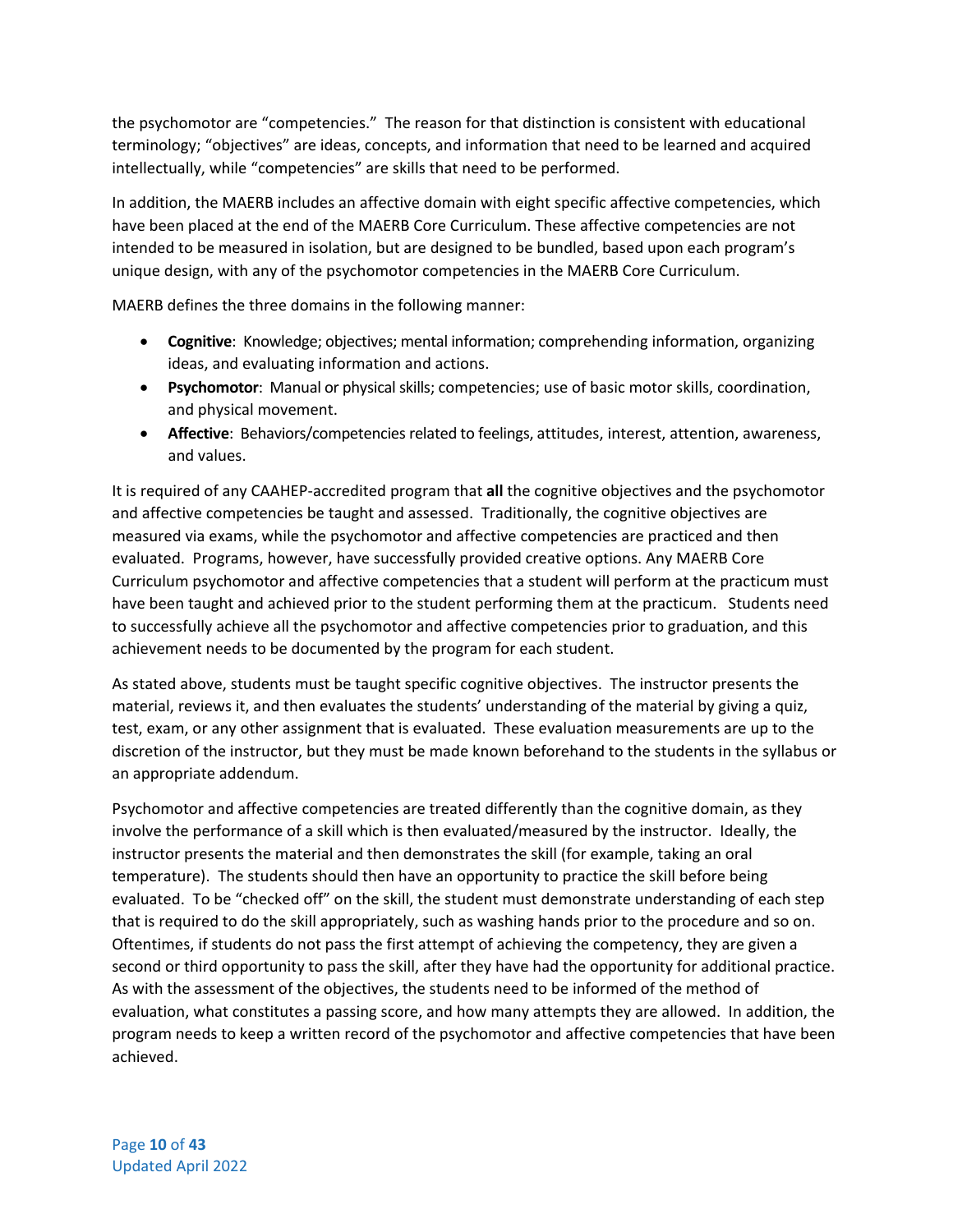the psychomotor are "competencies." The reason for that distinction is consistent with educational terminology; "objectives" are ideas, concepts, and information that need to be learned and acquired intellectually, while "competencies" are skills that need to be performed.

In addition, the MAERB includes an affective domain with eight specific affective competencies, which have been placed at the end of the MAERB Core Curriculum. These affective competencies are not intended to be measured in isolation, but are designed to be bundled, based upon each program's unique design, with any of the psychomotor competencies in the MAERB Core Curriculum.

MAERB defines the three domains in the following manner:

- **Cognitive**: Knowledge; objectives; mental information; comprehending information, organizing ideas, and evaluating information and actions.
- **Psychomotor**: Manual or physical skills; competencies; use of basic motor skills, coordination, and physical movement.
- **Affective**: Behaviors/competencies related to feelings, attitudes, interest, attention, awareness, and values.

It is required of any CAAHEP-accredited program that **all** the cognitive objectives and the psychomotor and affective competencies be taught and assessed. Traditionally, the cognitive objectives are measured via exams, while the psychomotor and affective competencies are practiced and then evaluated. Programs, however, have successfully provided creative options. Any MAERB Core Curriculum psychomotor and affective competencies that a student will perform at the practicum must have been taught and achieved prior to the student performing them at the practicum. Students need to successfully achieve all the psychomotor and affective competencies prior to graduation, and this achievement needs to be documented by the program for each student.

As stated above, students must be taught specific cognitive objectives. The instructor presents the material, reviews it, and then evaluates the students' understanding of the material by giving a quiz, test, exam, or any other assignment that is evaluated. These evaluation measurements are up to the discretion of the instructor, but they must be made known beforehand to the students in the syllabus or an appropriate addendum.

Psychomotor and affective competencies are treated differently than the cognitive domain, as they involve the performance of a skill which is then evaluated/measured by the instructor. Ideally, the instructor presents the material and then demonstrates the skill (for example, taking an oral temperature). The students should then have an opportunity to practice the skill before being evaluated. To be "checked off" on the skill, the student must demonstrate understanding of each step that is required to do the skill appropriately, such as washing hands prior to the procedure and so on. Oftentimes, if students do not pass the first attempt of achieving the competency, they are given a second or third opportunity to pass the skill, after they have had the opportunity for additional practice. As with the assessment of the objectives, the students need to be informed of the method of evaluation, what constitutes a passing score, and how many attempts they are allowed. In addition, the program needs to keep a written record of the psychomotor and affective competencies that have been achieved.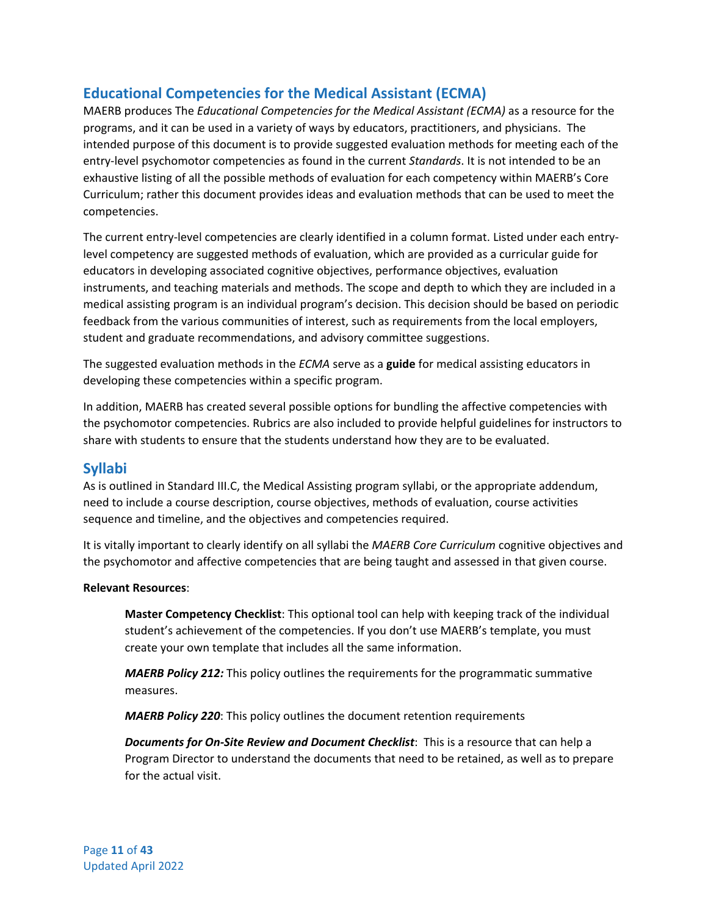## Educational Competencies for the Medical Assistant (ECMA)

MAERB produces The *Educational Competencies for the Medical Assistant (ECMA)* as a resource for the programs, and it can be used in a variety of ways by educators, practitioners, and physicians. The intended purpose of this document is to provide suggested evaluation methods for meeting each of the entry-level psychomotor competencies as found in the current *Standards*. It is not intended to be an exhaustive listing of all the possible methods of evaluation for each competency within MAERB's Core Curriculum; rather this document provides ideas and evaluation methods that can be used to meet the competencies.

The current entry-level competencies are clearly identified in a column format. Listed under each entry-level competency are suggested methods of evaluation, which are provided as a curricular guide for educators in developing associated cognitive objectives, performance objectives, evaluation instruments, and teaching materials and methods. The scope and depth to which they are included in a medical assisting program is an individual program's decision. This decision should be based on periodic feedback from the various communities of interest, such as requirements from the local employers, student and graduate recommendations, and advisory committee suggestions.

The suggested evaluation methods in the *ECMA* serve as a **guide** for medical assisting educators in developing these competencies within a specific program.

In addition, MAERB has created several possible options for bundling the affective competencies with the psychomotor competencies. Rubrics are also included to provide helpful guidelines for instructors to share with students to ensure that the students understand how they are to be evaluated.

## Syllabi

As is outlined in Standard III.C, the Medical Assisting program syllabi, or the appropriate addendum, need to include a course description, course objectives, methods of evaluation, course activities sequence and timeline, and the objectives and competencies required.

It is vitally important to clearly identify on all syllabi the *MAERB Core Curriculum* cognitive objectives and the psychomotor and affective competencies that are being taught and assessed in that given course.

**Relevant Resources**:

> **Master Competency Checklist**: This optional tool can help with keeping track of the individual student's achievement of the competencies. If you don't use MAERB's template, you must create your own template that includes all the same information.
>
> ***MAERB Policy 212:*** This policy outlines the requirements for the programmatic summative measures.
>
> ***MAERB Policy 220***: This policy outlines the document retention requirements
>
> ***Documents for On-Site Review and Document Checklist***: This is a resource that can help a Program Director to understand the documents that need to be retained, as well as to prepare for the actual visit.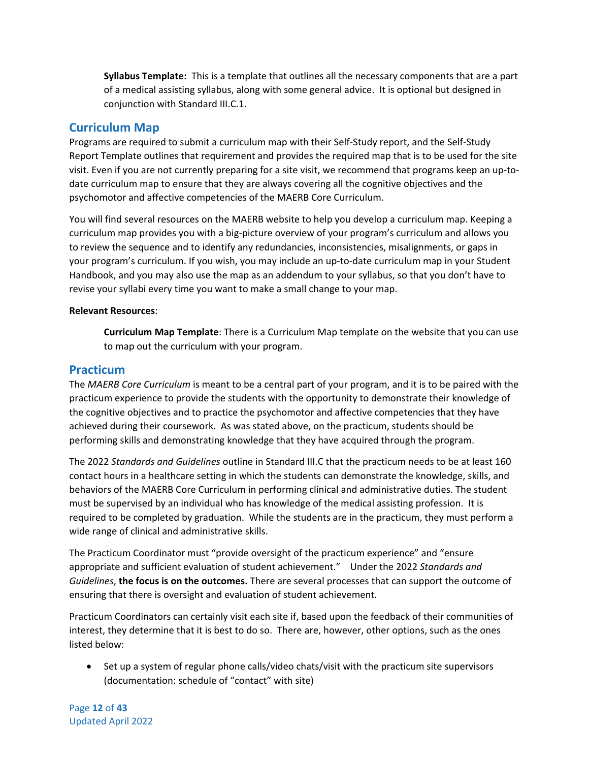**Syllabus Template:** This is a template that outlines all the necessary components that are a part of a medical assisting syllabus, along with some general advice. It is optional but designed in conjunction with Standard III.C.1.

## Curriculum Map

Programs are required to submit a curriculum map with their Self-Study report, and the Self-Study Report Template outlines that requirement and provides the required map that is to be used for the site visit. Even if you are not currently preparing for a site visit, we recommend that programs keep an up-to-date curriculum map to ensure that they are always covering all the cognitive objectives and the psychomotor and affective competencies of the MAERB Core Curriculum.

You will find several resources on the MAERB website to help you develop a curriculum map. Keeping a curriculum map provides you with a big-picture overview of your program's curriculum and allows you to review the sequence and to identify any redundancies, inconsistencies, misalignments, or gaps in your program's curriculum. If you wish, you may include an up-to-date curriculum map in your Student Handbook, and you may also use the map as an addendum to your syllabus, so that you don't have to revise your syllabi every time you want to make a small change to your map.

**Relevant Resources**:

**Curriculum Map Template**: There is a Curriculum Map template on the website that you can use to map out the curriculum with your program.

## Practicum

The *MAERB Core Curriculum* is meant to be a central part of your program, and it is to be paired with the practicum experience to provide the students with the opportunity to demonstrate their knowledge of the cognitive objectives and to practice the psychomotor and affective competencies that they have achieved during their coursework. As was stated above, on the practicum, students should be performing skills and demonstrating knowledge that they have acquired through the program.

The 2022 *Standards and Guidelines* outline in Standard III.C that the practicum needs to be at least 160 contact hours in a healthcare setting in which the students can demonstrate the knowledge, skills, and behaviors of the MAERB Core Curriculum in performing clinical and administrative duties. The student must be supervised by an individual who has knowledge of the medical assisting profession. It is required to be completed by graduation. While the students are in the practicum, they must perform a wide range of clinical and administrative skills.

The Practicum Coordinator must "provide oversight of the practicum experience" and "ensure appropriate and sufficient evaluation of student achievement." Under the 2022 *Standards and Guidelines*, **the focus is on the outcomes.** There are several processes that can support the outcome of ensuring that there is oversight and evaluation of student achievement.

Practicum Coordinators can certainly visit each site if, based upon the feedback of their communities of interest, they determine that it is best to do so. There are, however, other options, such as the ones listed below:

- Set up a system of regular phone calls/video chats/visit with the practicum site supervisors (documentation: schedule of "contact" with site)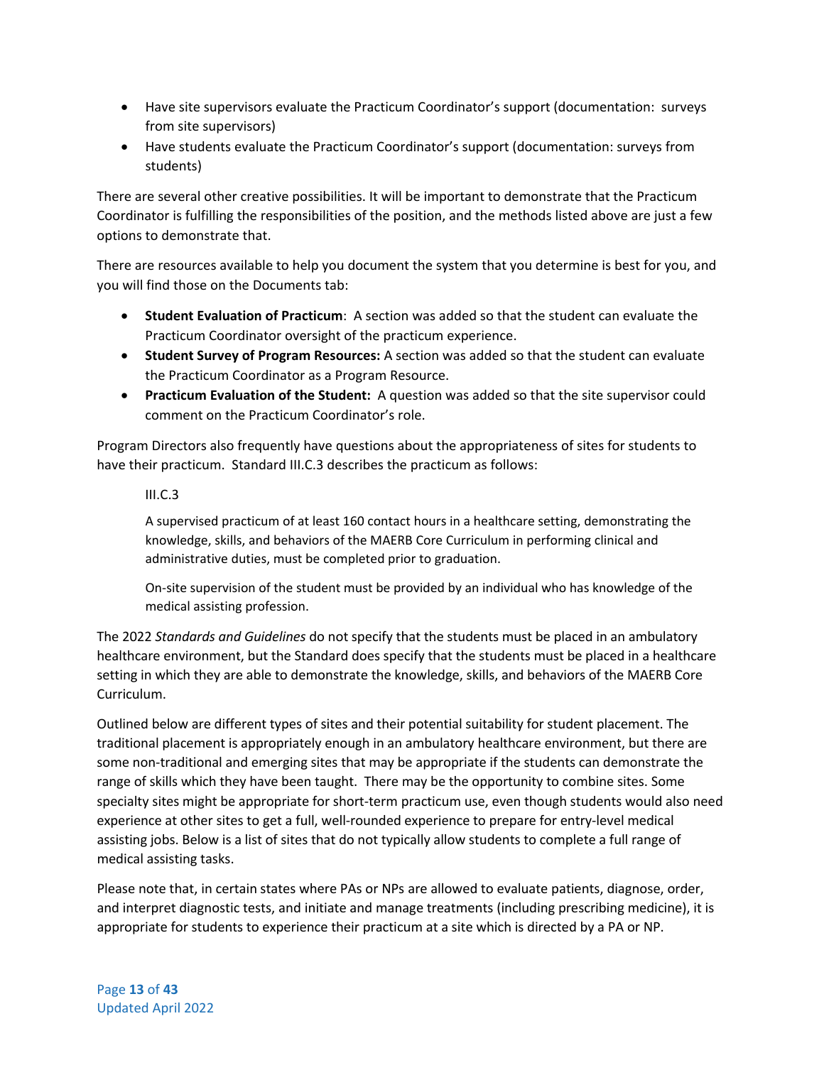- Have site supervisors evaluate the Practicum Coordinator's support (documentation: surveys from site supervisors)
- Have students evaluate the Practicum Coordinator's support (documentation: surveys from students)

There are several other creative possibilities. It will be important to demonstrate that the Practicum Coordinator is fulfilling the responsibilities of the position, and the methods listed above are just a few options to demonstrate that.

There are resources available to help you document the system that you determine is best for you, and you will find those on the Documents tab:

- **Student Evaluation of Practicum**: A section was added so that the student can evaluate the Practicum Coordinator oversight of the practicum experience.
- **Student Survey of Program Resources:** A section was added so that the student can evaluate the Practicum Coordinator as a Program Resource.
- **Practicum Evaluation of the Student:** A question was added so that the site supervisor could comment on the Practicum Coordinator's role.

Program Directors also frequently have questions about the appropriateness of sites for students to have their practicum. Standard III.C.3 describes the practicum as follows:

> III.C.3
>
> A supervised practicum of at least 160 contact hours in a healthcare setting, demonstrating the knowledge, skills, and behaviors of the MAERB Core Curriculum in performing clinical and administrative duties, must be completed prior to graduation.
>
> On-site supervision of the student must be provided by an individual who has knowledge of the medical assisting profession.

The 2022 *Standards and Guidelines* do not specify that the students must be placed in an ambulatory healthcare environment, but the Standard does specify that the students must be placed in a healthcare setting in which they are able to demonstrate the knowledge, skills, and behaviors of the MAERB Core Curriculum.

Outlined below are different types of sites and their potential suitability for student placement. The traditional placement is appropriately enough in an ambulatory healthcare environment, but there are some non-traditional and emerging sites that may be appropriate if the students can demonstrate the range of skills which they have been taught. There may be the opportunity to combine sites. Some specialty sites might be appropriate for short-term practicum use, even though students would also need experience at other sites to get a full, well-rounded experience to prepare for entry-level medical assisting jobs. Below is a list of sites that do not typically allow students to complete a full range of medical assisting tasks.

Please note that, in certain states where PAs or NPs are allowed to evaluate patients, diagnose, order, and interpret diagnostic tests, and initiate and manage treatments (including prescribing medicine), it is appropriate for students to experience their practicum at a site which is directed by a PA or NP.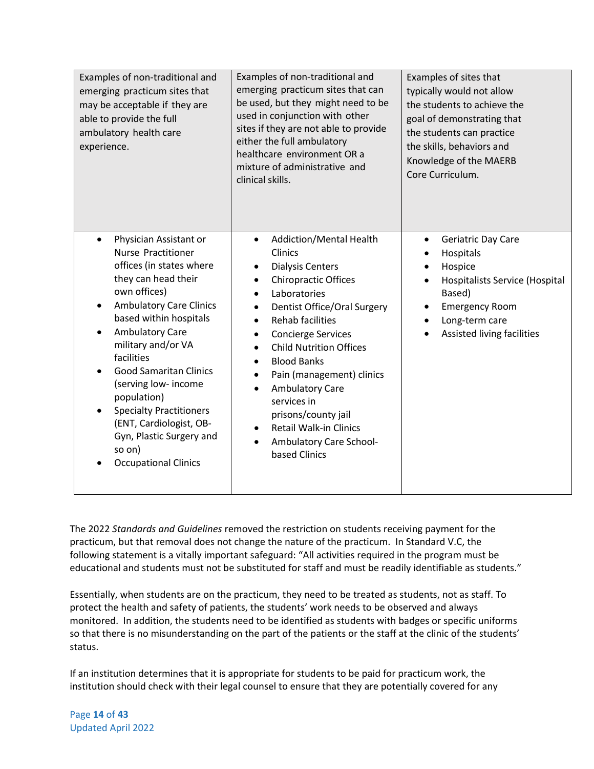| Examples of non-traditional and emerging practicum sites that may be acceptable if they are able to provide the full ambulatory health care experience. | Examples of non-traditional and emerging practicum sites that can be used, but they might need to be used in conjunction with other sites if they are not able to provide either the full ambulatory healthcare environment OR a mixture of administrative and clinical skills. | Examples of sites that typically would not allow the students to achieve the goal of demonstrating that the students can practice the skills, behaviors and Knowledge of the MAERB Core Curriculum. |
|---|---|---|
| • Physician Assistant or Nurse Practitioner offices (in states where they can head their own offices)<br>• Ambulatory Care Clinics based within hospitals<br>• Ambulatory Care military and/or VA facilities<br>• Good Samaritan Clinics (serving low- income population)<br>• Specialty Practitioners (ENT, Cardiologist, OB-Gyn, Plastic Surgery and so on)<br>• Occupational Clinics | • Addiction/Mental Health Clinics<br>• Dialysis Centers<br>• Chiropractic Offices<br>• Laboratories<br>• Dentist Office/Oral Surgery<br>• Rehab facilities<br>• Concierge Services<br>• Child Nutrition Offices<br>• Blood Banks<br>• Pain (management) clinics<br>• Ambulatory Care services in prisons/county jail<br>• Retail Walk-in Clinics<br>• Ambulatory Care School-based Clinics | • Geriatric Day Care<br>• Hospitals<br>• Hospice<br>• Hospitalists Service (Hospital Based)<br>• Emergency Room<br>• Long-term care<br>• Assisted living facilities |

The 2022 *Standards and Guidelines* removed the restriction on students receiving payment for the practicum, but that removal does not change the nature of the practicum. In Standard V.C, the following statement is a vitally important safeguard: "All activities required in the program must be educational and students must not be substituted for staff and must be readily identifiable as students."

Essentially, when students are on the practicum, they need to be treated as students, not as staff. To protect the health and safety of patients, the students' work needs to be observed and always monitored. In addition, the students need to be identified as students with badges or specific uniforms so that there is no misunderstanding on the part of the patients or the staff at the clinic of the students' status.

If an institution determines that it is appropriate for students to be paid for practicum work, the institution should check with their legal counsel to ensure that they are potentially covered for any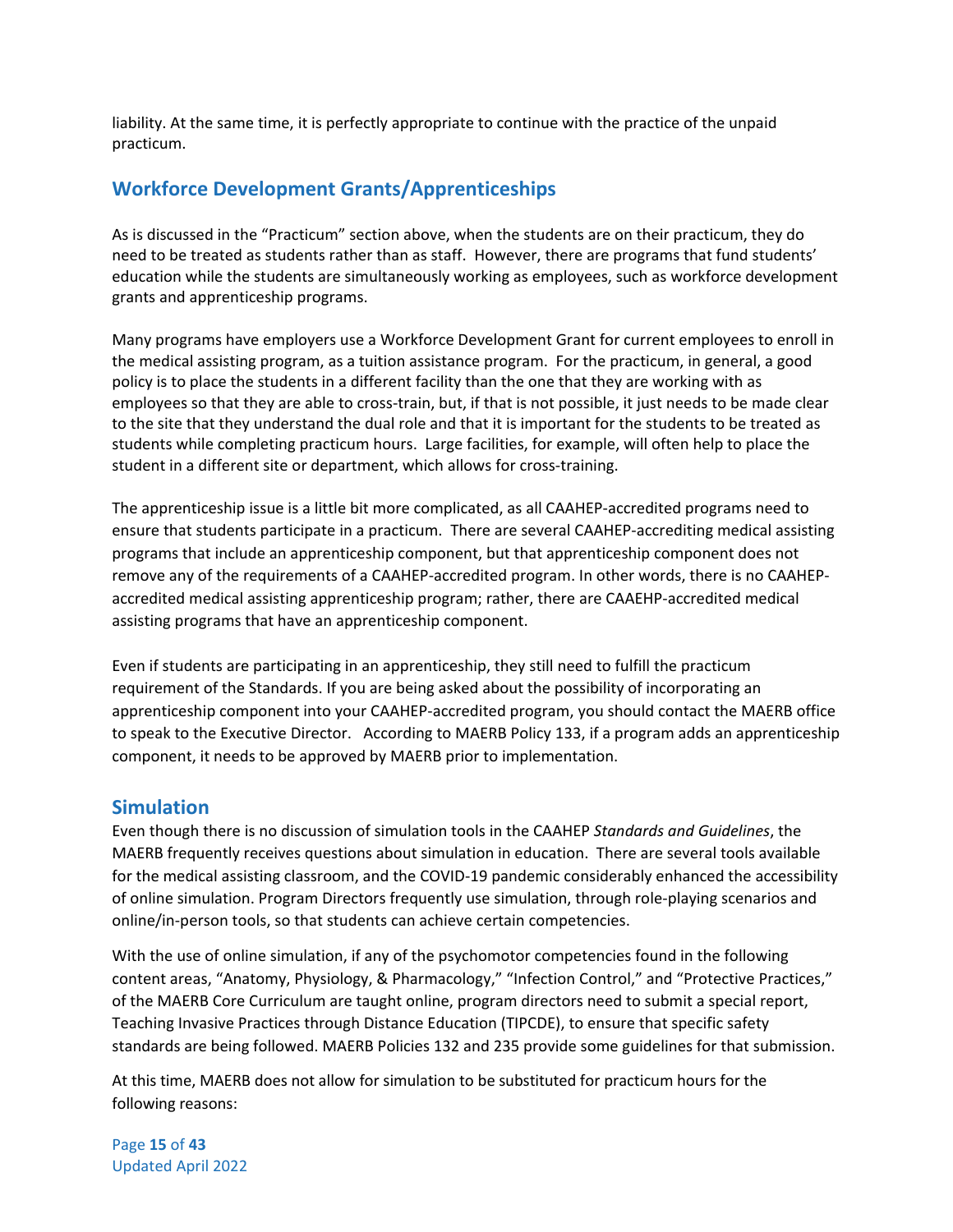liability. At the same time, it is perfectly appropriate to continue with the practice of the unpaid practicum.

## Workforce Development Grants/Apprenticeships

As is discussed in the "Practicum" section above, when the students are on their practicum, they do need to be treated as students rather than as staff. However, there are programs that fund students' education while the students are simultaneously working as employees, such as workforce development grants and apprenticeship programs.

Many programs have employers use a Workforce Development Grant for current employees to enroll in the medical assisting program, as a tuition assistance program. For the practicum, in general, a good policy is to place the students in a different facility than the one that they are working with as employees so that they are able to cross-train, but, if that is not possible, it just needs to be made clear to the site that they understand the dual role and that it is important for the students to be treated as students while completing practicum hours. Large facilities, for example, will often help to place the student in a different site or department, which allows for cross-training.

The apprenticeship issue is a little bit more complicated, as all CAAHEP-accredited programs need to ensure that students participate in a practicum. There are several CAAHEP-accrediting medical assisting programs that include an apprenticeship component, but that apprenticeship component does not remove any of the requirements of a CAAHEP-accredited program. In other words, there is no CAAHEP-accredited medical assisting apprenticeship program; rather, there are CAAEHP-accredited medical assisting programs that have an apprenticeship component.

Even if students are participating in an apprenticeship, they still need to fulfill the practicum requirement of the Standards. If you are being asked about the possibility of incorporating an apprenticeship component into your CAAHEP-accredited program, you should contact the MAERB office to speak to the Executive Director. According to MAERB Policy 133, if a program adds an apprenticeship component, it needs to be approved by MAERB prior to implementation.

## Simulation

Even though there is no discussion of simulation tools in the CAAHEP *Standards and Guidelines*, the MAERB frequently receives questions about simulation in education. There are several tools available for the medical assisting classroom, and the COVID-19 pandemic considerably enhanced the accessibility of online simulation. Program Directors frequently use simulation, through role-playing scenarios and online/in-person tools, so that students can achieve certain competencies.

With the use of online simulation, if any of the psychomotor competencies found in the following content areas, "Anatomy, Physiology, & Pharmacology," "Infection Control," and "Protective Practices," of the MAERB Core Curriculum are taught online, program directors need to submit a special report, Teaching Invasive Practices through Distance Education (TIPCDE), to ensure that specific safety standards are being followed. MAERB Policies 132 and 235 provide some guidelines for that submission.

At this time, MAERB does not allow for simulation to be substituted for practicum hours for the following reasons: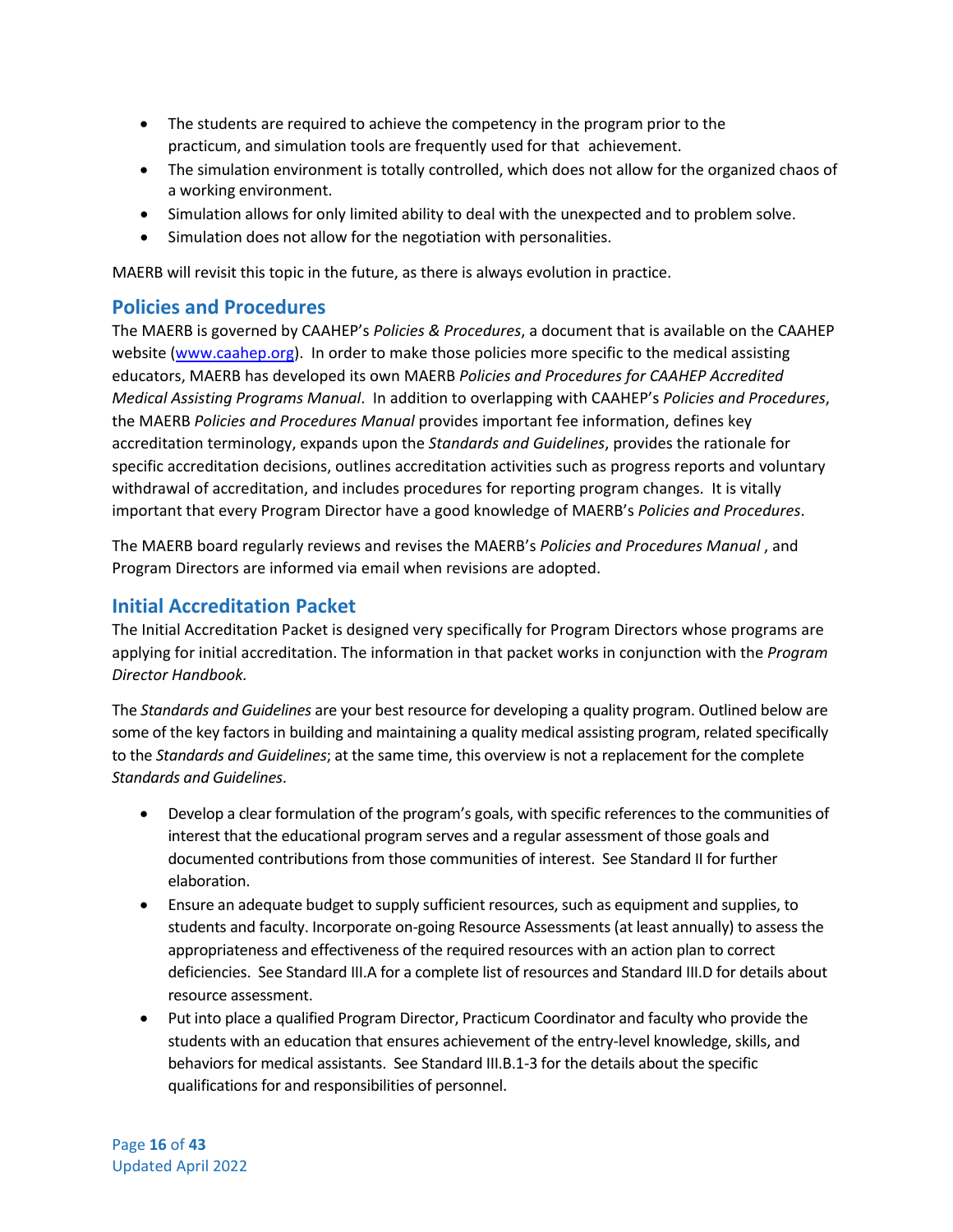- The students are required to achieve the competency in the program prior to the practicum, and simulation tools are frequently used for that achievement.
- The simulation environment is totally controlled, which does not allow for the organized chaos of a working environment.
- Simulation allows for only limited ability to deal with the unexpected and to problem solve.
- Simulation does not allow for the negotiation with personalities.

MAERB will revisit this topic in the future, as there is always evolution in practice.

## Policies and Procedures

The MAERB is governed by CAAHEP's *Policies & Procedures*, a document that is available on the CAAHEP website ([www.caahep.org](www.caahep.org)). In order to make those policies more specific to the medical assisting educators, MAERB has developed its own MAERB *Policies and Procedures for CAAHEP Accredited Medical Assisting Programs Manual*. In addition to overlapping with CAAHEP's *Policies and Procedures*, the MAERB *Policies and Procedures Manual* provides important fee information, defines key accreditation terminology, expands upon the *Standards and Guidelines*, provides the rationale for specific accreditation decisions, outlines accreditation activities such as progress reports and voluntary withdrawal of accreditation, and includes procedures for reporting program changes. It is vitally important that every Program Director have a good knowledge of MAERB's *Policies and Procedures*.

The MAERB board regularly reviews and revises the MAERB's *Policies and Procedures Manual* , and Program Directors are informed via email when revisions are adopted.

## Initial Accreditation Packet

The Initial Accreditation Packet is designed very specifically for Program Directors whose programs are applying for initial accreditation. The information in that packet works in conjunction with the *Program Director Handbook.*

The *Standards and Guidelines* are your best resource for developing a quality program. Outlined below are some of the key factors in building and maintaining a quality medical assisting program, related specifically to the *Standards and Guidelines*; at the same time, this overview is not a replacement for the complete *Standards and Guidelines*.

- Develop a clear formulation of the program's goals, with specific references to the communities of interest that the educational program serves and a regular assessment of those goals and documented contributions from those communities of interest. See Standard II for further elaboration.
- Ensure an adequate budget to supply sufficient resources, such as equipment and supplies, to students and faculty. Incorporate on-going Resource Assessments (at least annually) to assess the appropriateness and effectiveness of the required resources with an action plan to correct deficiencies. See Standard III.A for a complete list of resources and Standard III.D for details about resource assessment.
- Put into place a qualified Program Director, Practicum Coordinator and faculty who provide the students with an education that ensures achievement of the entry-level knowledge, skills, and behaviors for medical assistants. See Standard III.B.1-3 for the details about the specific qualifications for and responsibilities of personnel.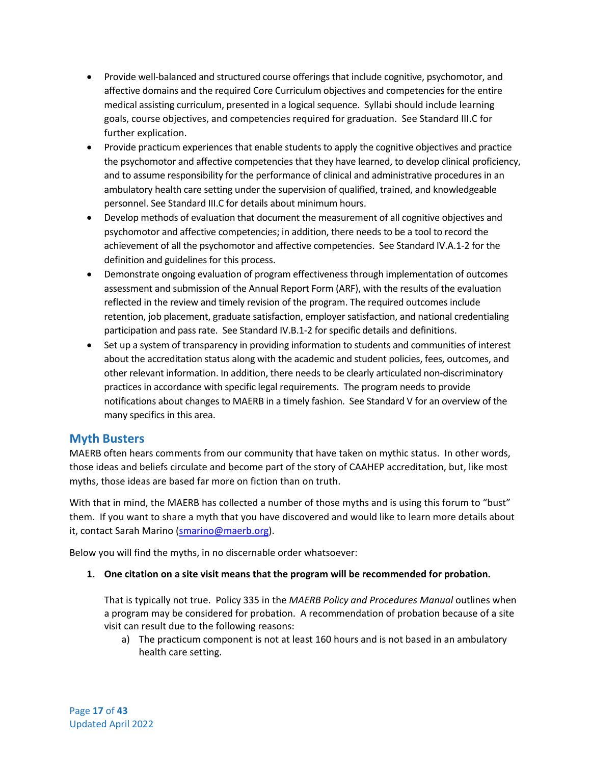- Provide well-balanced and structured course offerings that include cognitive, psychomotor, and affective domains and the required Core Curriculum objectives and competencies for the entire medical assisting curriculum, presented in a logical sequence. Syllabi should include learning goals, course objectives, and competencies required for graduation. See Standard III.C for further explication.
- Provide practicum experiences that enable students to apply the cognitive objectives and practice the psychomotor and affective competencies that they have learned, to develop clinical proficiency, and to assume responsibility for the performance of clinical and administrative procedures in an ambulatory health care setting under the supervision of qualified, trained, and knowledgeable personnel. See Standard III.C for details about minimum hours.
- Develop methods of evaluation that document the measurement of all cognitive objectives and psychomotor and affective competencies; in addition, there needs to be a tool to record the achievement of all the psychomotor and affective competencies. See Standard IV.A.1-2 for the definition and guidelines for this process.
- Demonstrate ongoing evaluation of program effectiveness through implementation of outcomes assessment and submission of the Annual Report Form (ARF), with the results of the evaluation reflected in the review and timely revision of the program. The required outcomes include retention, job placement, graduate satisfaction, employer satisfaction, and national credentialing participation and pass rate. See Standard IV.B.1-2 for specific details and definitions.
- Set up a system of transparency in providing information to students and communities of interest about the accreditation status along with the academic and student policies, fees, outcomes, and other relevant information. In addition, there needs to be clearly articulated non-discriminatory practices in accordance with specific legal requirements. The program needs to provide notifications about changes to MAERB in a timely fashion. See Standard V for an overview of the many specifics in this area.

## Myth Busters

MAERB often hears comments from our community that have taken on mythic status. In other words, those ideas and beliefs circulate and become part of the story of CAAHEP accreditation, but, like most myths, those ideas are based far more on fiction than on truth.

With that in mind, the MAERB has collected a number of those myths and is using this forum to "bust" them. If you want to share a myth that you have discovered and would like to learn more details about it, contact Sarah Marino (smarino@maerb.org).

Below you will find the myths, in no discernable order whatsoever:

1. **One citation on a site visit means that the program will be recommended for probation.**

   That is typically not true. Policy 335 in the *MAERB Policy and Procedures Manual* outlines when a program may be considered for probation. A recommendation of probation because of a site visit can result due to the following reasons:

   a) The practicum component is not at least 160 hours and is not based in an ambulatory health care setting.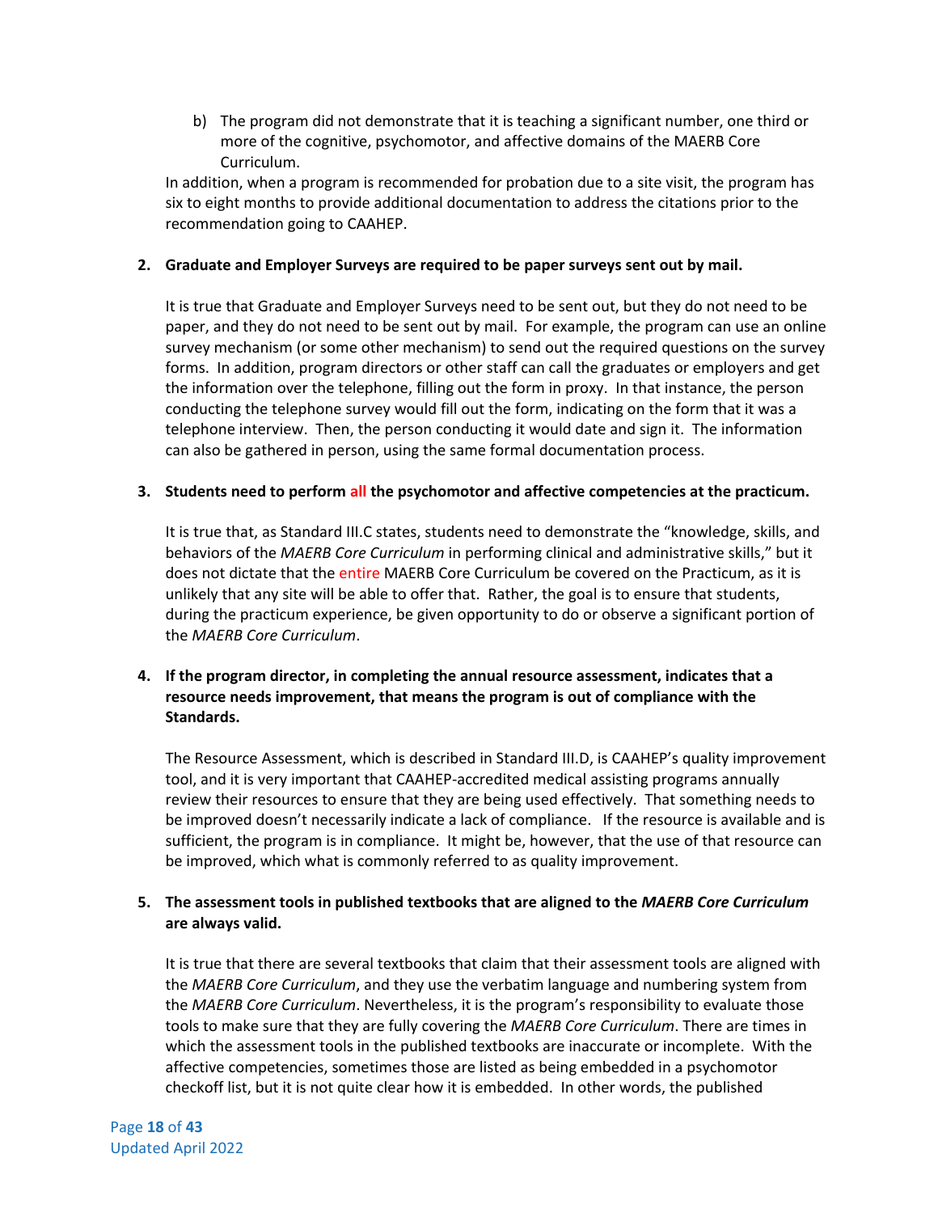b) The program did not demonstrate that it is teaching a significant number, one third or more of the cognitive, psychomotor, and affective domains of the MAERB Core Curriculum.

In addition, when a program is recommended for probation due to a site visit, the program has six to eight months to provide additional documentation to address the citations prior to the recommendation going to CAAHEP.

2. **Graduate and Employer Surveys are required to be paper surveys sent out by mail.**

   It is true that Graduate and Employer Surveys need to be sent out, but they do not need to be paper, and they do not need to be sent out by mail. For example, the program can use an online survey mechanism (or some other mechanism) to send out the required questions on the survey forms. In addition, program directors or other staff can call the graduates or employers and get the information over the telephone, filling out the form in proxy. In that instance, the person conducting the telephone survey would fill out the form, indicating on the form that it was a telephone interview. Then, the person conducting it would date and sign it. The information can also be gathered in person, using the same formal documentation process.

3. **Students need to perform all the psychomotor and affective competencies at the practicum.**

   It is true that, as Standard III.C states, students need to demonstrate the "knowledge, skills, and behaviors of the *MAERB Core Curriculum* in performing clinical and administrative skills," but it does not dictate that the entire MAERB Core Curriculum be covered on the Practicum, as it is unlikely that any site will be able to offer that. Rather, the goal is to ensure that students, during the practicum experience, be given opportunity to do or observe a significant portion of the *MAERB Core Curriculum*.

4. **If the program director, in completing the annual resource assessment, indicates that a resource needs improvement, that means the program is out of compliance with the Standards.**

   The Resource Assessment, which is described in Standard III.D, is CAAHEP's quality improvement tool, and it is very important that CAAHEP-accredited medical assisting programs annually review their resources to ensure that they are being used effectively. That something needs to be improved doesn't necessarily indicate a lack of compliance. If the resource is available and is sufficient, the program is in compliance. It might be, however, that the use of that resource can be improved, which what is commonly referred to as quality improvement.

5. **The assessment tools in published textbooks that are aligned to the *MAERB Core Curriculum* are always valid.**

   It is true that there are several textbooks that claim that their assessment tools are aligned with the *MAERB Core Curriculum*, and they use the verbatim language and numbering system from the *MAERB Core Curriculum*. Nevertheless, it is the program's responsibility to evaluate those tools to make sure that they are fully covering the *MAERB Core Curriculum*. There are times in which the assessment tools in the published textbooks are inaccurate or incomplete. With the affective competencies, sometimes those are listed as being embedded in a psychomotor checkoff list, but it is not quite clear how it is embedded. In other words, the published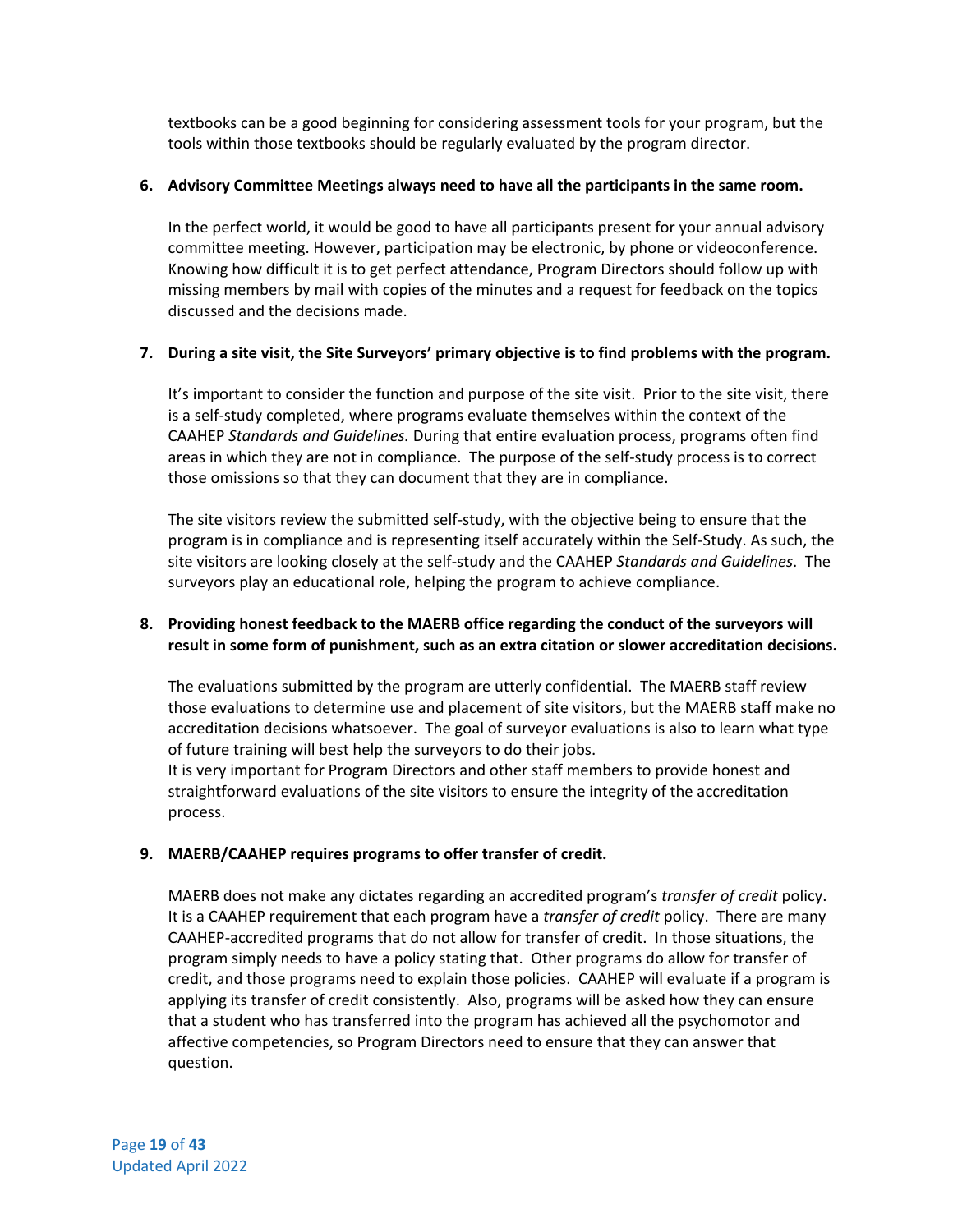textbooks can be a good beginning for considering assessment tools for your program, but the tools within those textbooks should be regularly evaluated by the program director.

**6. Advisory Committee Meetings always need to have all the participants in the same room.**

In the perfect world, it would be good to have all participants present for your annual advisory committee meeting. However, participation may be electronic, by phone or videoconference. Knowing how difficult it is to get perfect attendance, Program Directors should follow up with missing members by mail with copies of the minutes and a request for feedback on the topics discussed and the decisions made.

**7. During a site visit, the Site Surveyors' primary objective is to find problems with the program.**

It's important to consider the function and purpose of the site visit. Prior to the site visit, there is a self-study completed, where programs evaluate themselves within the context of the CAAHEP *Standards and Guidelines.* During that entire evaluation process, programs often find areas in which they are not in compliance. The purpose of the self-study process is to correct those omissions so that they can document that they are in compliance.

The site visitors review the submitted self-study, with the objective being to ensure that the program is in compliance and is representing itself accurately within the Self-Study. As such, the site visitors are looking closely at the self-study and the CAAHEP *Standards and Guidelines*. The surveyors play an educational role, helping the program to achieve compliance.

**8. Providing honest feedback to the MAERB office regarding the conduct of the surveyors will result in some form of punishment, such as an extra citation or slower accreditation decisions.**

The evaluations submitted by the program are utterly confidential. The MAERB staff review those evaluations to determine use and placement of site visitors, but the MAERB staff make no accreditation decisions whatsoever. The goal of surveyor evaluations is also to learn what type of future training will best help the surveyors to do their jobs.
It is very important for Program Directors and other staff members to provide honest and straightforward evaluations of the site visitors to ensure the integrity of the accreditation process.

**9. MAERB/CAAHEP requires programs to offer transfer of credit.**

MAERB does not make any dictates regarding an accredited program's *transfer of credit* policy. It is a CAAHEP requirement that each program have a *transfer of credit* policy. There are many CAAHEP-accredited programs that do not allow for transfer of credit. In those situations, the program simply needs to have a policy stating that. Other programs do allow for transfer of credit, and those programs need to explain those policies. CAAHEP will evaluate if a program is applying its transfer of credit consistently. Also, programs will be asked how they can ensure that a student who has transferred into the program has achieved all the psychomotor and affective competencies, so Program Directors need to ensure that they can answer that question.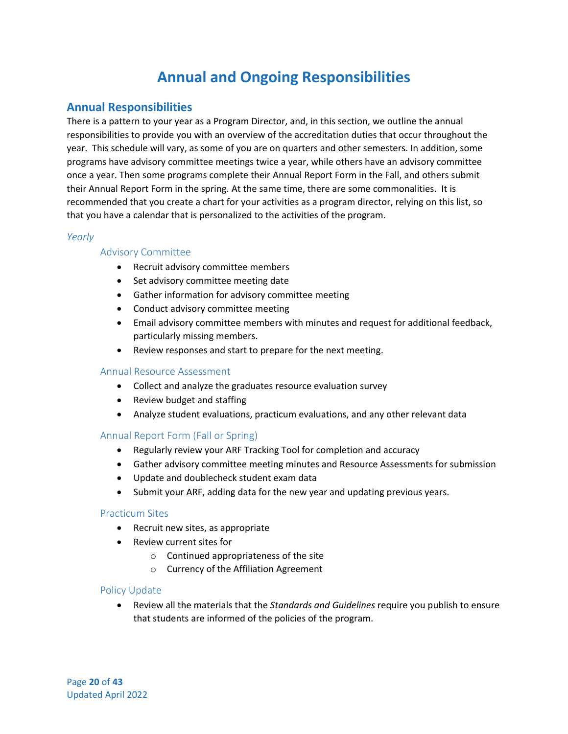# Annual and Ongoing Responsibilities

## Annual Responsibilities

There is a pattern to your year as a Program Director, and, in this section, we outline the annual responsibilities to provide you with an overview of the accreditation duties that occur throughout the year. This schedule will vary, as some of you are on quarters and other semesters. In addition, some programs have advisory committee meetings twice a year, while others have an advisory committee once a year. Then some programs complete their Annual Report Form in the Fall, and others submit their Annual Report Form in the spring. At the same time, there are some commonalities. It is recommended that you create a chart for your activities as a program director, relying on this list, so that you have a calendar that is personalized to the activities of the program.

### *Yearly*

#### Advisory Committee

- Recruit advisory committee members
- Set advisory committee meeting date
- Gather information for advisory committee meeting
- Conduct advisory committee meeting
- Email advisory committee members with minutes and request for additional feedback, particularly missing members.
- Review responses and start to prepare for the next meeting.

#### Annual Resource Assessment

- Collect and analyze the graduates resource evaluation survey
- Review budget and staffing
- Analyze student evaluations, practicum evaluations, and any other relevant data

#### Annual Report Form (Fall or Spring)

- Regularly review your ARF Tracking Tool for completion and accuracy
- Gather advisory committee meeting minutes and Resource Assessments for submission
- Update and doublecheck student exam data
- Submit your ARF, adding data for the new year and updating previous years.

#### Practicum Sites

- Recruit new sites, as appropriate
- Review current sites for
  - Continued appropriateness of the site
  - Currency of the Affiliation Agreement

#### Policy Update

- Review all the materials that the *Standards and Guidelines* require you publish to ensure that students are informed of the policies of the program.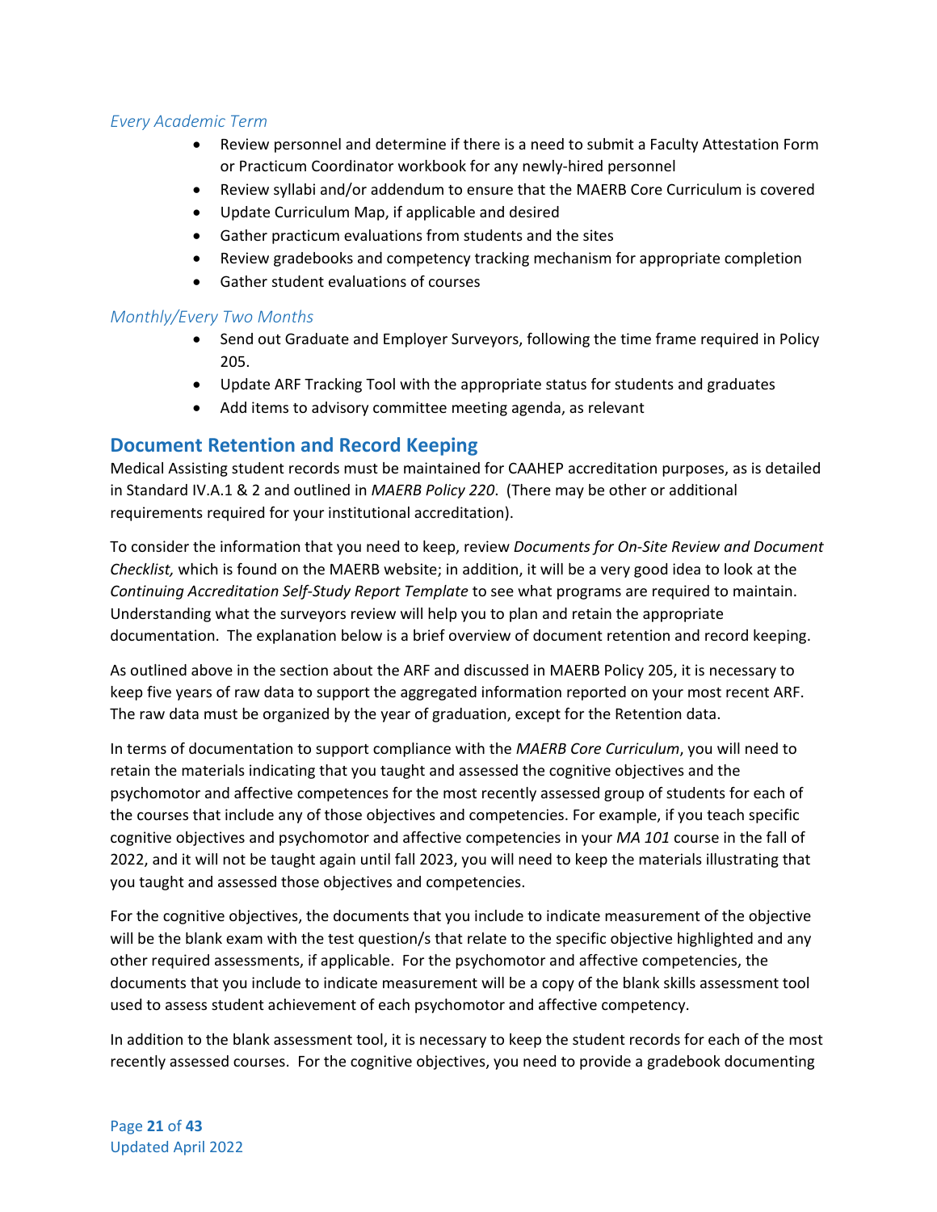*Every Academic Term*

- Review personnel and determine if there is a need to submit a Faculty Attestation Form or Practicum Coordinator workbook for any newly-hired personnel
- Review syllabi and/or addendum to ensure that the MAERB Core Curriculum is covered
- Update Curriculum Map, if applicable and desired
- Gather practicum evaluations from students and the sites
- Review gradebooks and competency tracking mechanism for appropriate completion
- Gather student evaluations of courses

*Monthly/Every Two Months*

- Send out Graduate and Employer Surveyors, following the time frame required in Policy 205.
- Update ARF Tracking Tool with the appropriate status for students and graduates
- Add items to advisory committee meeting agenda, as relevant

## Document Retention and Record Keeping

Medical Assisting student records must be maintained for CAAHEP accreditation purposes, as is detailed in Standard IV.A.1 & 2 and outlined in *MAERB Policy 220*. (There may be other or additional requirements required for your institutional accreditation).

To consider the information that you need to keep, review *Documents for On-Site Review and Document Checklist,* which is found on the MAERB website; in addition, it will be a very good idea to look at the *Continuing Accreditation Self-Study Report Template* to see what programs are required to maintain. Understanding what the surveyors review will help you to plan and retain the appropriate documentation. The explanation below is a brief overview of document retention and record keeping.

As outlined above in the section about the ARF and discussed in MAERB Policy 205, it is necessary to keep five years of raw data to support the aggregated information reported on your most recent ARF. The raw data must be organized by the year of graduation, except for the Retention data.

In terms of documentation to support compliance with the *MAERB Core Curriculum*, you will need to retain the materials indicating that you taught and assessed the cognitive objectives and the psychomotor and affective competences for the most recently assessed group of students for each of the courses that include any of those objectives and competencies. For example, if you teach specific cognitive objectives and psychomotor and affective competencies in your *MA 101* course in the fall of 2022, and it will not be taught again until fall 2023, you will need to keep the materials illustrating that you taught and assessed those objectives and competencies.

For the cognitive objectives, the documents that you include to indicate measurement of the objective will be the blank exam with the test question/s that relate to the specific objective highlighted and any other required assessments, if applicable. For the psychomotor and affective competencies, the documents that you include to indicate measurement will be a copy of the blank skills assessment tool used to assess student achievement of each psychomotor and affective competency.

In addition to the blank assessment tool, it is necessary to keep the student records for each of the most recently assessed courses. For the cognitive objectives, you need to provide a gradebook documenting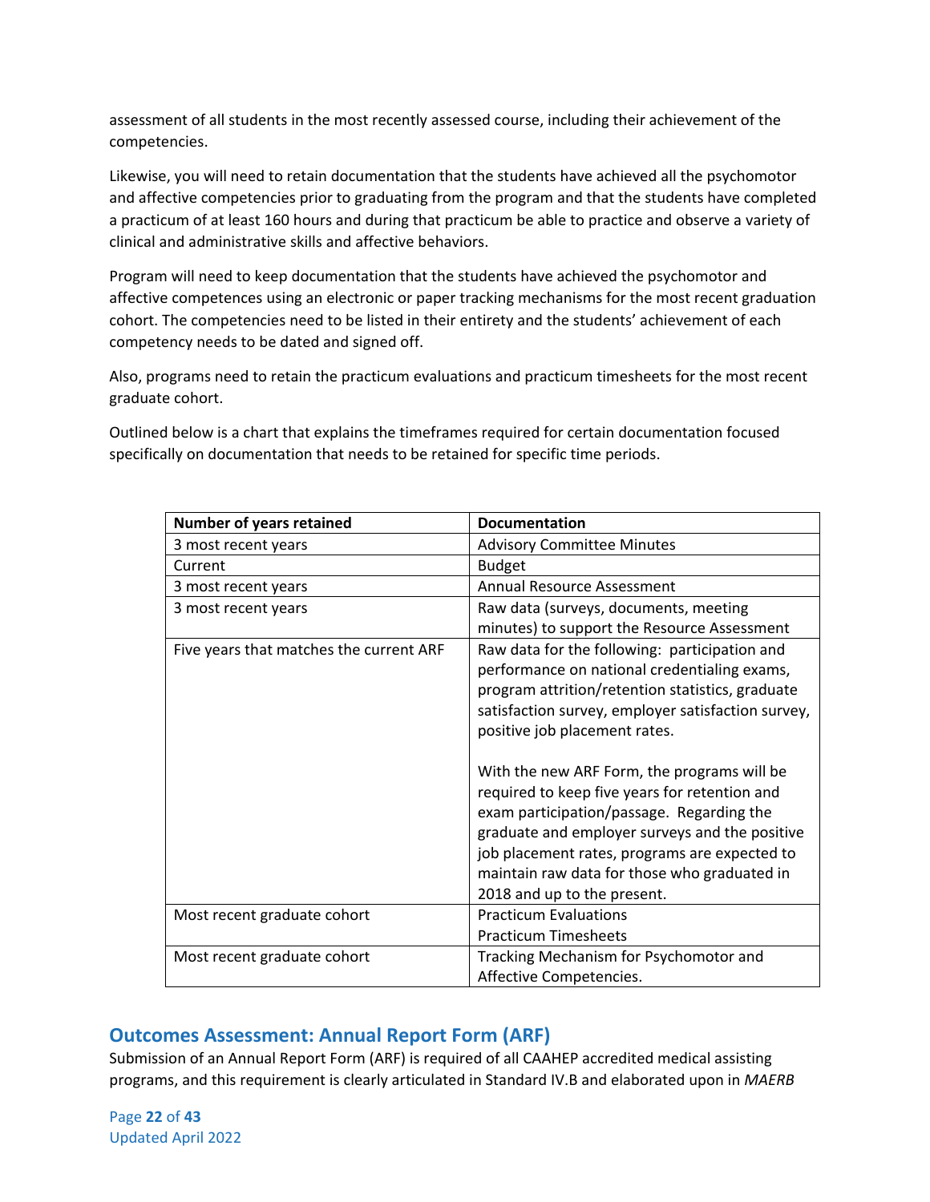assessment of all students in the most recently assessed course, including their achievement of the competencies.

Likewise, you will need to retain documentation that the students have achieved all the psychomotor and affective competencies prior to graduating from the program and that the students have completed a practicum of at least 160 hours and during that practicum be able to practice and observe a variety of clinical and administrative skills and affective behaviors.

Program will need to keep documentation that the students have achieved the psychomotor and affective competences using an electronic or paper tracking mechanisms for the most recent graduation cohort. The competencies need to be listed in their entirety and the students' achievement of each competency needs to be dated and signed off.

Also, programs need to retain the practicum evaluations and practicum timesheets for the most recent graduate cohort.

Outlined below is a chart that explains the timeframes required for certain documentation focused specifically on documentation that needs to be retained for specific time periods.

| Number of years retained | Documentation |
|---|---|
| 3 most recent years | Advisory Committee Minutes |
| Current | Budget |
| 3 most recent years | Annual Resource Assessment |
| 3 most recent years | Raw data (surveys, documents, meeting minutes) to support the Resource Assessment |
| Five years that matches the current ARF | Raw data for the following: participation and performance on national credentialing exams, program attrition/retention statistics, graduate satisfaction survey, employer satisfaction survey, positive job placement rates.<br><br>With the new ARF Form, the programs will be required to keep five years for retention and exam participation/passage. Regarding the graduate and employer surveys and the positive job placement rates, programs are expected to maintain raw data for those who graduated in 2018 and up to the present. |
| Most recent graduate cohort | Practicum Evaluations<br>Practicum Timesheets |
| Most recent graduate cohort | Tracking Mechanism for Psychomotor and Affective Competencies. |

## Outcomes Assessment: Annual Report Form (ARF)

Submission of an Annual Report Form (ARF) is required of all CAAHEP accredited medical assisting programs, and this requirement is clearly articulated in Standard IV.B and elaborated upon in *MAERB*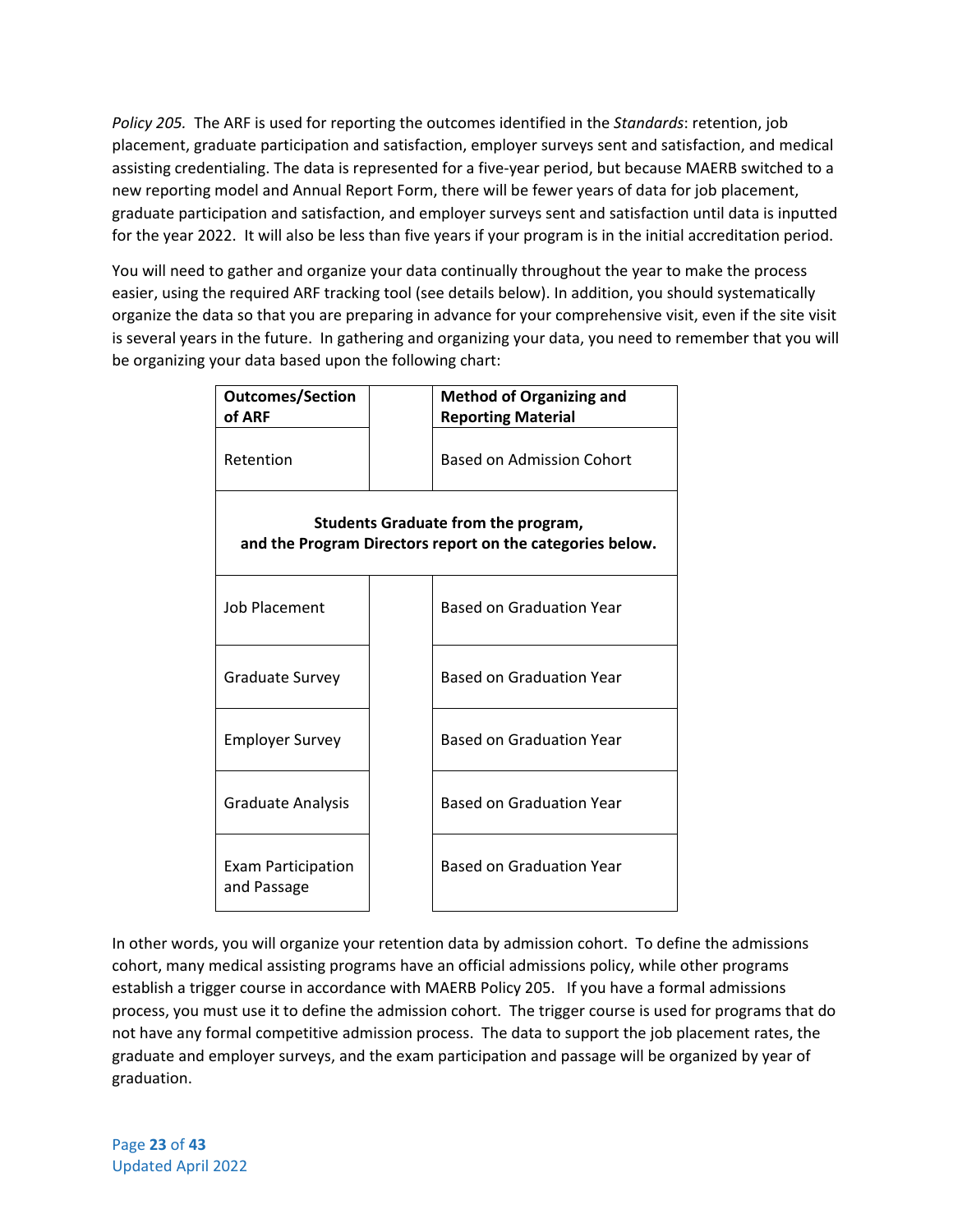*Policy 205.* The ARF is used for reporting the outcomes identified in the *Standards*: retention, job placement, graduate participation and satisfaction, employer surveys sent and satisfaction, and medical assisting credentialing. The data is represented for a five-year period, but because MAERB switched to a new reporting model and Annual Report Form, there will be fewer years of data for job placement, graduate participation and satisfaction, and employer surveys sent and satisfaction until data is inputted for the year 2022. It will also be less than five years if your program is in the initial accreditation period.

You will need to gather and organize your data continually throughout the year to make the process easier, using the required ARF tracking tool (see details below). In addition, you should systematically organize the data so that you are preparing in advance for your comprehensive visit, even if the site visit is several years in the future. In gathering and organizing your data, you need to remember that you will be organizing your data based upon the following chart:

| Outcomes/Section of ARF | | Method of Organizing and Reporting Material |
|---|---|---|
| Retention | | Based on Admission Cohort |
| **Students Graduate from the program, and the Program Directors report on the categories below.** | | |
| Job Placement | | Based on Graduation Year |
| Graduate Survey | | Based on Graduation Year |
| Employer Survey | | Based on Graduation Year |
| Graduate Analysis | | Based on Graduation Year |
| Exam Participation and Passage | | Based on Graduation Year |

In other words, you will organize your retention data by admission cohort. To define the admissions cohort, many medical assisting programs have an official admissions policy, while other programs establish a trigger course in accordance with MAERB Policy 205. If you have a formal admissions process, you must use it to define the admission cohort. The trigger course is used for programs that do not have any formal competitive admission process. The data to support the job placement rates, the graduate and employer surveys, and the exam participation and passage will be organized by year of graduation.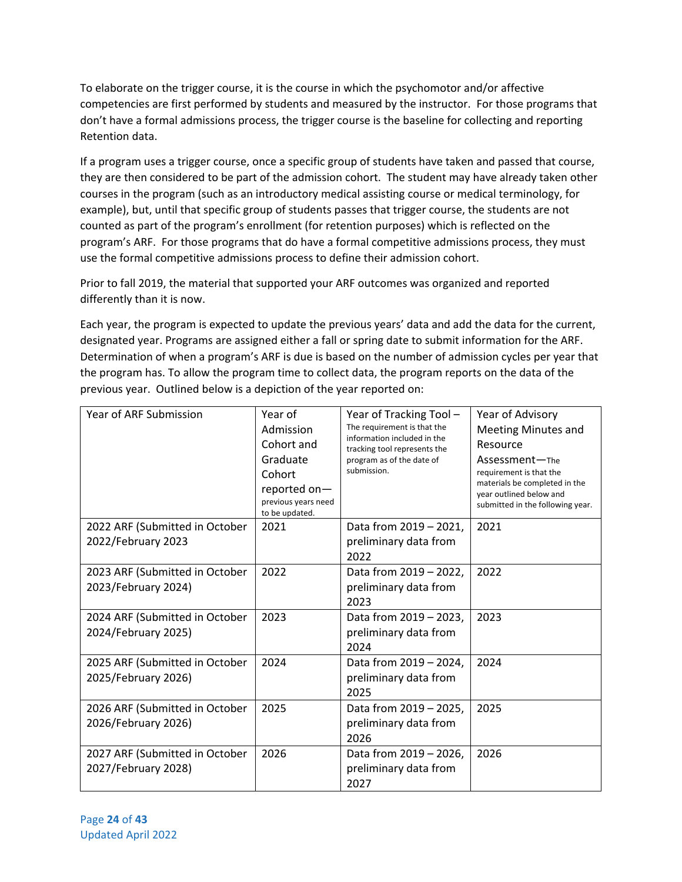To elaborate on the trigger course, it is the course in which the psychomotor and/or affective competencies are first performed by students and measured by the instructor. For those programs that don't have a formal admissions process, the trigger course is the baseline for collecting and reporting Retention data.

If a program uses a trigger course, once a specific group of students have taken and passed that course, they are then considered to be part of the admission cohort. The student may have already taken other courses in the program (such as an introductory medical assisting course or medical terminology, for example), but, until that specific group of students passes that trigger course, the students are not counted as part of the program's enrollment (for retention purposes) which is reflected on the program's ARF. For those programs that do have a formal competitive admissions process, they must use the formal competitive admissions process to define their admission cohort.

Prior to fall 2019, the material that supported your ARF outcomes was organized and reported differently than it is now.

Each year, the program is expected to update the previous years' data and add the data for the current, designated year. Programs are assigned either a fall or spring date to submit information for the ARF. Determination of when a program's ARF is due is based on the number of admission cycles per year that the program has. To allow the program time to collect data, the program reports on the data of the previous year. Outlined below is a depiction of the year reported on:

| Year of ARF Submission | Year of Admission Cohort and Graduate Cohort reported on—previous years need to be updated. | Year of Tracking Tool – The requirement is that the information included in the tracking tool represents the program as of the date of submission. | Year of Advisory Meeting Minutes and Resource Assessment—The requirement is that the materials be completed in the year outlined below and submitted in the following year. |
|---|---|---|---|
| 2022 ARF (Submitted in October 2022/February 2023 | 2021 | Data from 2019 – 2021, preliminary data from 2022 | 2021 |
| 2023 ARF (Submitted in October 2023/February 2024) | 2022 | Data from 2019 – 2022, preliminary data from 2023 | 2022 |
| 2024 ARF (Submitted in October 2024/February 2025) | 2023 | Data from 2019 – 2023, preliminary data from 2024 | 2023 |
| 2025 ARF (Submitted in October 2025/February 2026) | 2024 | Data from 2019 – 2024, preliminary data from 2025 | 2024 |
| 2026 ARF (Submitted in October 2026/February 2026) | 2025 | Data from 2019 – 2025, preliminary data from 2026 | 2025 |
| 2027 ARF (Submitted in October 2027/February 2028) | 2026 | Data from 2019 – 2026, preliminary data from 2027 | 2026 |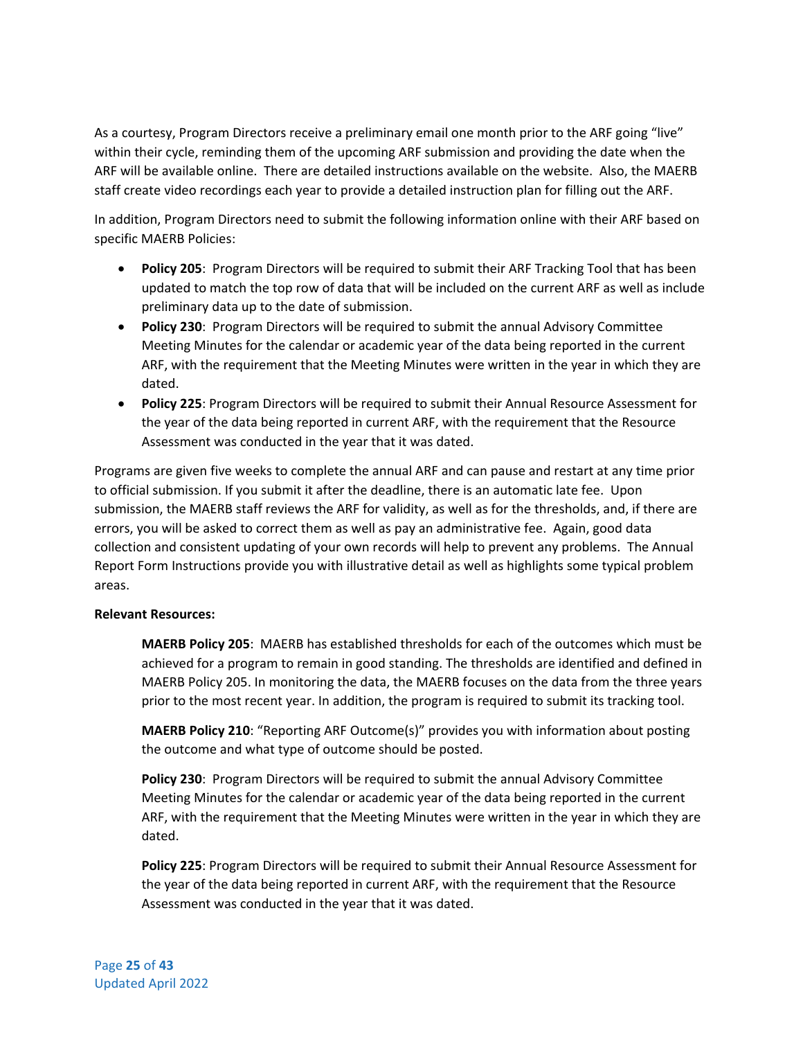As a courtesy, Program Directors receive a preliminary email one month prior to the ARF going "live" within their cycle, reminding them of the upcoming ARF submission and providing the date when the ARF will be available online. There are detailed instructions available on the website. Also, the MAERB staff create video recordings each year to provide a detailed instruction plan for filling out the ARF.

In addition, Program Directors need to submit the following information online with their ARF based on specific MAERB Policies:

- **Policy 205**: Program Directors will be required to submit their ARF Tracking Tool that has been updated to match the top row of data that will be included on the current ARF as well as include preliminary data up to the date of submission.
- **Policy 230**: Program Directors will be required to submit the annual Advisory Committee Meeting Minutes for the calendar or academic year of the data being reported in the current ARF, with the requirement that the Meeting Minutes were written in the year in which they are dated.
- **Policy 225**: Program Directors will be required to submit their Annual Resource Assessment for the year of the data being reported in current ARF, with the requirement that the Resource Assessment was conducted in the year that it was dated.

Programs are given five weeks to complete the annual ARF and can pause and restart at any time prior to official submission. If you submit it after the deadline, there is an automatic late fee. Upon submission, the MAERB staff reviews the ARF for validity, as well as for the thresholds, and, if there are errors, you will be asked to correct them as well as pay an administrative fee. Again, good data collection and consistent updating of your own records will help to prevent any problems. The Annual Report Form Instructions provide you with illustrative detail as well as highlights some typical problem areas.

**Relevant Resources:**

> **MAERB Policy 205**: MAERB has established thresholds for each of the outcomes which must be achieved for a program to remain in good standing. The thresholds are identified and defined in MAERB Policy 205. In monitoring the data, the MAERB focuses on the data from the three years prior to the most recent year. In addition, the program is required to submit its tracking tool.
>
> **MAERB Policy 210**: "Reporting ARF Outcome(s)" provides you with information about posting the outcome and what type of outcome should be posted.
>
> **Policy 230**: Program Directors will be required to submit the annual Advisory Committee Meeting Minutes for the calendar or academic year of the data being reported in the current ARF, with the requirement that the Meeting Minutes were written in the year in which they are dated.
>
> **Policy 225**: Program Directors will be required to submit their Annual Resource Assessment for the year of the data being reported in current ARF, with the requirement that the Resource Assessment was conducted in the year that it was dated.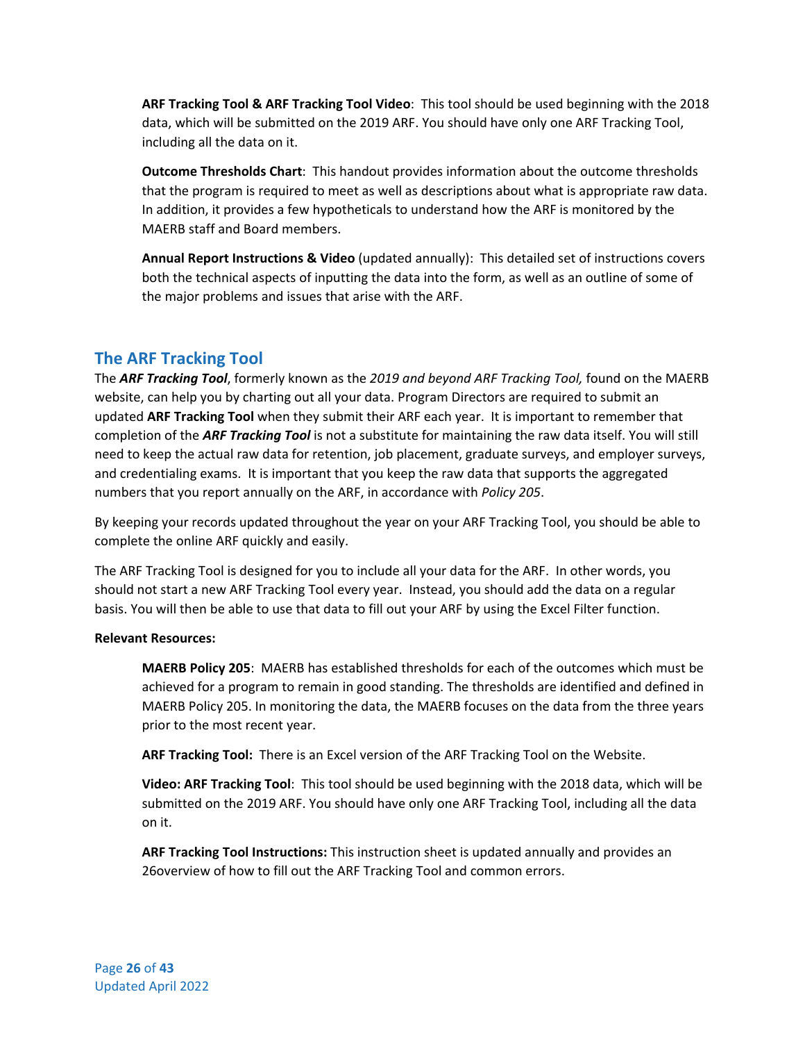**ARF Tracking Tool & ARF Tracking Tool Video**: This tool should be used beginning with the 2018 data, which will be submitted on the 2019 ARF. You should have only one ARF Tracking Tool, including all the data on it.

**Outcome Thresholds Chart**: This handout provides information about the outcome thresholds that the program is required to meet as well as descriptions about what is appropriate raw data. In addition, it provides a few hypotheticals to understand how the ARF is monitored by the MAERB staff and Board members.

**Annual Report Instructions & Video** (updated annually): This detailed set of instructions covers both the technical aspects of inputting the data into the form, as well as an outline of some of the major problems and issues that arise with the ARF.

## The ARF Tracking Tool

The ***ARF Tracking Tool***, formerly known as the *2019 and beyond ARF Tracking Tool,* found on the MAERB website, can help you by charting out all your data. Program Directors are required to submit an updated **ARF Tracking Tool** when they submit their ARF each year. It is important to remember that completion of the ***ARF Tracking Tool*** is not a substitute for maintaining the raw data itself. You will still need to keep the actual raw data for retention, job placement, graduate surveys, and employer surveys, and credentialing exams. It is important that you keep the raw data that supports the aggregated numbers that you report annually on the ARF, in accordance with *Policy 205*.

By keeping your records updated throughout the year on your ARF Tracking Tool, you should be able to complete the online ARF quickly and easily.

The ARF Tracking Tool is designed for you to include all your data for the ARF. In other words, you should not start a new ARF Tracking Tool every year. Instead, you should add the data on a regular basis. You will then be able to use that data to fill out your ARF by using the Excel Filter function.

**Relevant Resources:**

**MAERB Policy 205**: MAERB has established thresholds for each of the outcomes which must be achieved for a program to remain in good standing. The thresholds are identified and defined in MAERB Policy 205. In monitoring the data, the MAERB focuses on the data from the three years prior to the most recent year.

**ARF Tracking Tool:** There is an Excel version of the ARF Tracking Tool on the Website.

**Video: ARF Tracking Tool**: This tool should be used beginning with the 2018 data, which will be submitted on the 2019 ARF. You should have only one ARF Tracking Tool, including all the data on it.

**ARF Tracking Tool Instructions:** This instruction sheet is updated annually and provides an 26overview of how to fill out the ARF Tracking Tool and common errors.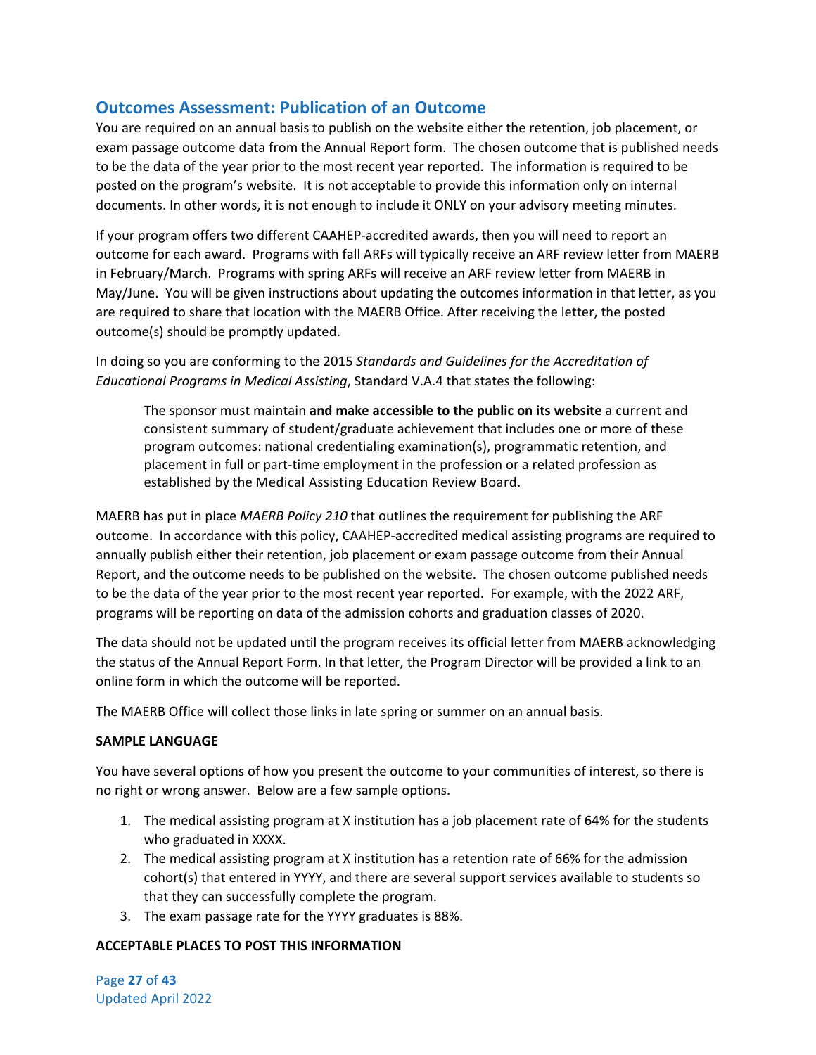## Outcomes Assessment: Publication of an Outcome

You are required on an annual basis to publish on the website either the retention, job placement, or exam passage outcome data from the Annual Report form. The chosen outcome that is published needs to be the data of the year prior to the most recent year reported. The information is required to be posted on the program's website. It is not acceptable to provide this information only on internal documents. In other words, it is not enough to include it ONLY on your advisory meeting minutes.

If your program offers two different CAAHEP-accredited awards, then you will need to report an outcome for each award. Programs with fall ARFs will typically receive an ARF review letter from MAERB in February/March. Programs with spring ARFs will receive an ARF review letter from MAERB in May/June. You will be given instructions about updating the outcomes information in that letter, as you are required to share that location with the MAERB Office. After receiving the letter, the posted outcome(s) should be promptly updated.

In doing so you are conforming to the 2015 *Standards and Guidelines for the Accreditation of Educational Programs in Medical Assisting*, Standard V.A.4 that states the following:

> The sponsor must maintain **and make accessible to the public on its website** a current and consistent summary of student/graduate achievement that includes one or more of these program outcomes: national credentialing examination(s), programmatic retention, and placement in full or part-time employment in the profession or a related profession as established by the Medical Assisting Education Review Board.

MAERB has put in place *MAERB Policy 210* that outlines the requirement for publishing the ARF outcome. In accordance with this policy, CAAHEP-accredited medical assisting programs are required to annually publish either their retention, job placement or exam passage outcome from their Annual Report, and the outcome needs to be published on the website. The chosen outcome published needs to be the data of the year prior to the most recent year reported. For example, with the 2022 ARF, programs will be reporting on data of the admission cohorts and graduation classes of 2020.

The data should not be updated until the program receives its official letter from MAERB acknowledging the status of the Annual Report Form. In that letter, the Program Director will be provided a link to an online form in which the outcome will be reported.

The MAERB Office will collect those links in late spring or summer on an annual basis.

**SAMPLE LANGUAGE**

You have several options of how you present the outcome to your communities of interest, so there is no right or wrong answer. Below are a few sample options.

1. The medical assisting program at X institution has a job placement rate of 64% for the students who graduated in XXXX.
2. The medical assisting program at X institution has a retention rate of 66% for the admission cohort(s) that entered in YYYY, and there are several support services available to students so that they can successfully complete the program.
3. The exam passage rate for the YYYY graduates is 88%.

**ACCEPTABLE PLACES TO POST THIS INFORMATION**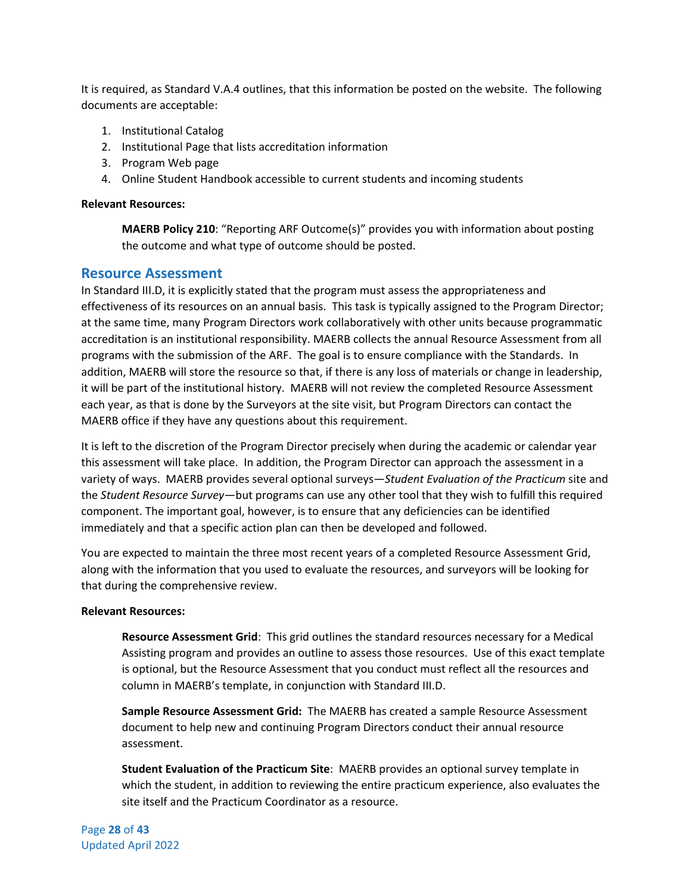It is required, as Standard V.A.4 outlines, that this information be posted on the website. The following documents are acceptable:

1. Institutional Catalog
2. Institutional Page that lists accreditation information
3. Program Web page
4. Online Student Handbook accessible to current students and incoming students

**Relevant Resources:**

> **MAERB Policy 210**: "Reporting ARF Outcome(s)" provides you with information about posting the outcome and what type of outcome should be posted.

## Resource Assessment

In Standard III.D, it is explicitly stated that the program must assess the appropriateness and effectiveness of its resources on an annual basis. This task is typically assigned to the Program Director; at the same time, many Program Directors work collaboratively with other units because programmatic accreditation is an institutional responsibility. MAERB collects the annual Resource Assessment from all programs with the submission of the ARF. The goal is to ensure compliance with the Standards. In addition, MAERB will store the resource so that, if there is any loss of materials or change in leadership, it will be part of the institutional history. MAERB will not review the completed Resource Assessment each year, as that is done by the Surveyors at the site visit, but Program Directors can contact the MAERB office if they have any questions about this requirement.

It is left to the discretion of the Program Director precisely when during the academic or calendar year this assessment will take place. In addition, the Program Director can approach the assessment in a variety of ways. MAERB provides several optional surveys—*Student Evaluation of the Practicum* site and the *Student Resource Survey*—but programs can use any other tool that they wish to fulfill this required component. The important goal, however, is to ensure that any deficiencies can be identified immediately and that a specific action plan can then be developed and followed.

You are expected to maintain the three most recent years of a completed Resource Assessment Grid, along with the information that you used to evaluate the resources, and surveyors will be looking for that during the comprehensive review.

**Relevant Resources:**

> **Resource Assessment Grid**: This grid outlines the standard resources necessary for a Medical Assisting program and provides an outline to assess those resources. Use of this exact template is optional, but the Resource Assessment that you conduct must reflect all the resources and column in MAERB's template, in conjunction with Standard III.D.
>
> **Sample Resource Assessment Grid:** The MAERB has created a sample Resource Assessment document to help new and continuing Program Directors conduct their annual resource assessment.
>
> **Student Evaluation of the Practicum Site**: MAERB provides an optional survey template in which the student, in addition to reviewing the entire practicum experience, also evaluates the site itself and the Practicum Coordinator as a resource.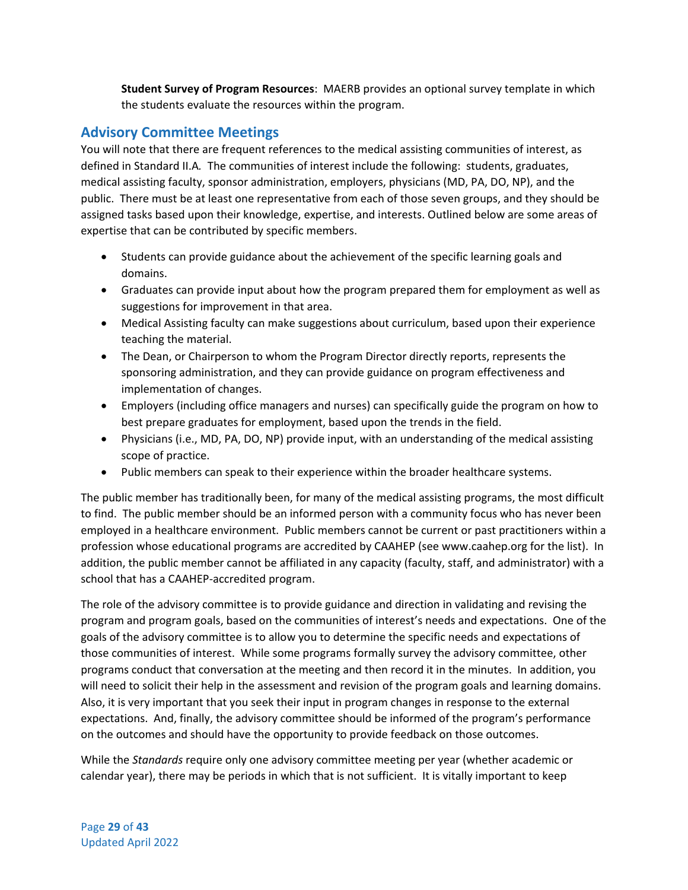**Student Survey of Program Resources**: MAERB provides an optional survey template in which the students evaluate the resources within the program.

## Advisory Committee Meetings

You will note that there are frequent references to the medical assisting communities of interest, as defined in Standard II.A. The communities of interest include the following: students, graduates, medical assisting faculty, sponsor administration, employers, physicians (MD, PA, DO, NP), and the public. There must be at least one representative from each of those seven groups, and they should be assigned tasks based upon their knowledge, expertise, and interests. Outlined below are some areas of expertise that can be contributed by specific members.

- Students can provide guidance about the achievement of the specific learning goals and domains.
- Graduates can provide input about how the program prepared them for employment as well as suggestions for improvement in that area.
- Medical Assisting faculty can make suggestions about curriculum, based upon their experience teaching the material.
- The Dean, or Chairperson to whom the Program Director directly reports, represents the sponsoring administration, and they can provide guidance on program effectiveness and implementation of changes.
- Employers (including office managers and nurses) can specifically guide the program on how to best prepare graduates for employment, based upon the trends in the field.
- Physicians (i.e., MD, PA, DO, NP) provide input, with an understanding of the medical assisting scope of practice.
- Public members can speak to their experience within the broader healthcare systems.

The public member has traditionally been, for many of the medical assisting programs, the most difficult to find. The public member should be an informed person with a community focus who has never been employed in a healthcare environment. Public members cannot be current or past practitioners within a profession whose educational programs are accredited by CAAHEP (see www.caahep.org for the list). In addition, the public member cannot be affiliated in any capacity (faculty, staff, and administrator) with a school that has a CAAHEP-accredited program.

The role of the advisory committee is to provide guidance and direction in validating and revising the program and program goals, based on the communities of interest's needs and expectations. One of the goals of the advisory committee is to allow you to determine the specific needs and expectations of those communities of interest. While some programs formally survey the advisory committee, other programs conduct that conversation at the meeting and then record it in the minutes. In addition, you will need to solicit their help in the assessment and revision of the program goals and learning domains. Also, it is very important that you seek their input in program changes in response to the external expectations. And, finally, the advisory committee should be informed of the program's performance on the outcomes and should have the opportunity to provide feedback on those outcomes.

While the *Standards* require only one advisory committee meeting per year (whether academic or calendar year), there may be periods in which that is not sufficient. It is vitally important to keep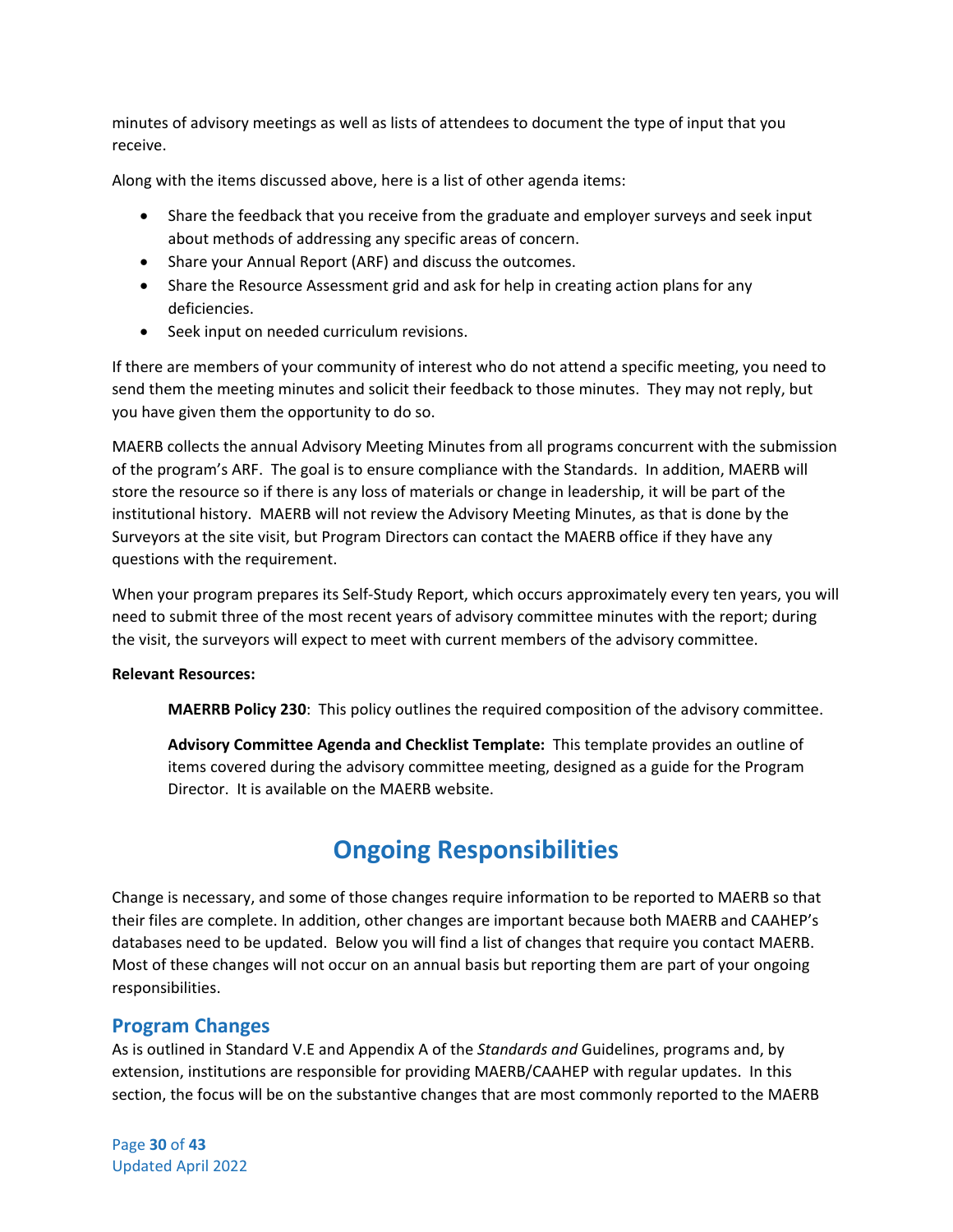minutes of advisory meetings as well as lists of attendees to document the type of input that you receive.

Along with the items discussed above, here is a list of other agenda items:

- Share the feedback that you receive from the graduate and employer surveys and seek input about methods of addressing any specific areas of concern.
- Share your Annual Report (ARF) and discuss the outcomes.
- Share the Resource Assessment grid and ask for help in creating action plans for any deficiencies.
- Seek input on needed curriculum revisions.

If there are members of your community of interest who do not attend a specific meeting, you need to send them the meeting minutes and solicit their feedback to those minutes. They may not reply, but you have given them the opportunity to do so.

MAERB collects the annual Advisory Meeting Minutes from all programs concurrent with the submission of the program's ARF. The goal is to ensure compliance with the Standards. In addition, MAERB will store the resource so if there is any loss of materials or change in leadership, it will be part of the institutional history. MAERB will not review the Advisory Meeting Minutes, as that is done by the Surveyors at the site visit, but Program Directors can contact the MAERB office if they have any questions with the requirement.

When your program prepares its Self-Study Report, which occurs approximately every ten years, you will need to submit three of the most recent years of advisory committee minutes with the report; during the visit, the surveyors will expect to meet with current members of the advisory committee.

**Relevant Resources:**

> **MAERRB Policy 230**: This policy outlines the required composition of the advisory committee.
>
> **Advisory Committee Agenda and Checklist Template:** This template provides an outline of items covered during the advisory committee meeting, designed as a guide for the Program Director. It is available on the MAERB website.

# Ongoing Responsibilities

Change is necessary, and some of those changes require information to be reported to MAERB so that their files are complete. In addition, other changes are important because both MAERB and CAAHEP's databases need to be updated. Below you will find a list of changes that require you contact MAERB. Most of these changes will not occur on an annual basis but reporting them are part of your ongoing responsibilities.

## Program Changes

As is outlined in Standard V.E and Appendix A of the *Standards and* Guidelines, programs and, by extension, institutions are responsible for providing MAERB/CAAHEP with regular updates. In this section, the focus will be on the substantive changes that are most commonly reported to the MAERB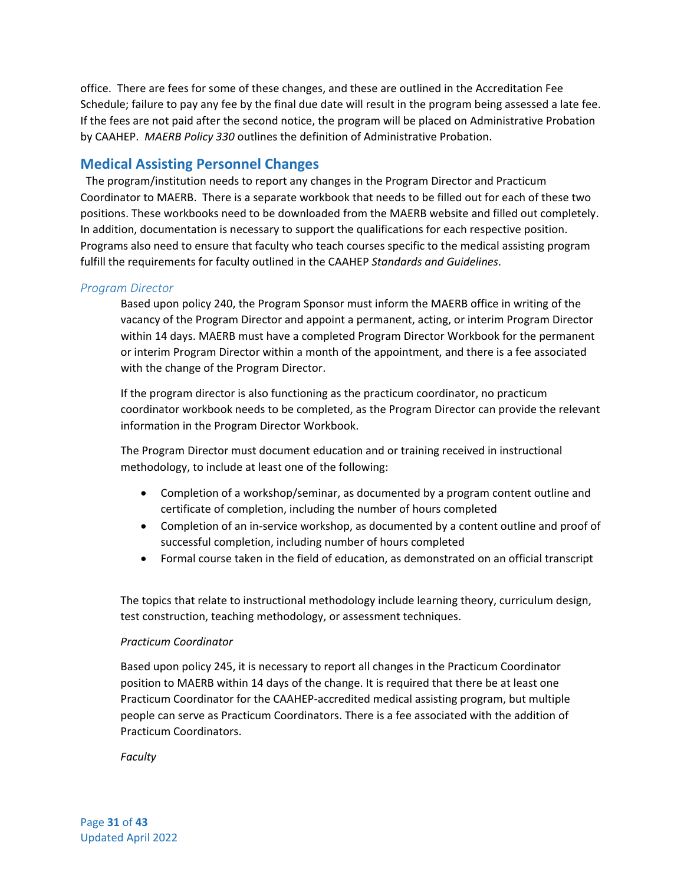office. There are fees for some of these changes, and these are outlined in the Accreditation Fee Schedule; failure to pay any fee by the final due date will result in the program being assessed a late fee. If the fees are not paid after the second notice, the program will be placed on Administrative Probation by CAAHEP. *MAERB Policy 330* outlines the definition of Administrative Probation.

## Medical Assisting Personnel Changes

The program/institution needs to report any changes in the Program Director and Practicum Coordinator to MAERB. There is a separate workbook that needs to be filled out for each of these two positions. These workbooks need to be downloaded from the MAERB website and filled out completely. In addition, documentation is necessary to support the qualifications for each respective position. Programs also need to ensure that faculty who teach courses specific to the medical assisting program fulfill the requirements for faculty outlined in the CAAHEP *Standards and Guidelines*.

### *Program Director*

Based upon policy 240, the Program Sponsor must inform the MAERB office in writing of the vacancy of the Program Director and appoint a permanent, acting, or interim Program Director within 14 days. MAERB must have a completed Program Director Workbook for the permanent or interim Program Director within a month of the appointment, and there is a fee associated with the change of the Program Director.

If the program director is also functioning as the practicum coordinator, no practicum coordinator workbook needs to be completed, as the Program Director can provide the relevant information in the Program Director Workbook.

The Program Director must document education and or training received in instructional methodology, to include at least one of the following:

- Completion of a workshop/seminar, as documented by a program content outline and certificate of completion, including the number of hours completed
- Completion of an in-service workshop, as documented by a content outline and proof of successful completion, including number of hours completed
- Formal course taken in the field of education, as demonstrated on an official transcript

The topics that relate to instructional methodology include learning theory, curriculum design, test construction, teaching methodology, or assessment techniques.

*Practicum Coordinator*

Based upon policy 245, it is necessary to report all changes in the Practicum Coordinator position to MAERB within 14 days of the change. It is required that there be at least one Practicum Coordinator for the CAAHEP-accredited medical assisting program, but multiple people can serve as Practicum Coordinators. There is a fee associated with the addition of Practicum Coordinators.

*Faculty*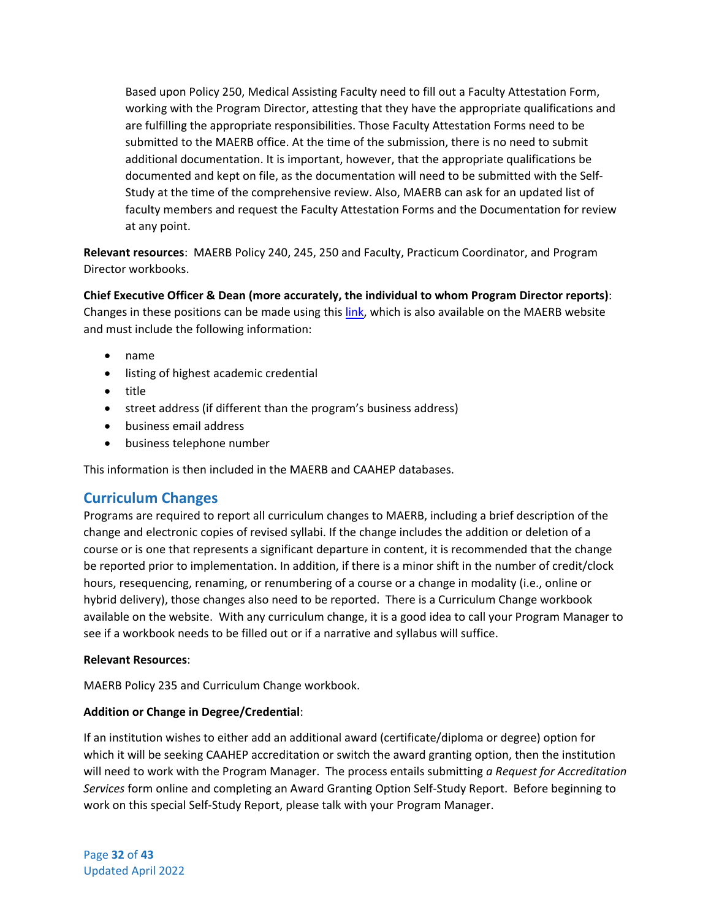Based upon Policy 250, Medical Assisting Faculty need to fill out a Faculty Attestation Form, working with the Program Director, attesting that they have the appropriate qualifications and are fulfilling the appropriate responsibilities. Those Faculty Attestation Forms need to be submitted to the MAERB office. At the time of the submission, there is no need to submit additional documentation. It is important, however, that the appropriate qualifications be documented and kept on file, as the documentation will need to be submitted with the Self-Study at the time of the comprehensive review. Also, MAERB can ask for an updated list of faculty members and request the Faculty Attestation Forms and the Documentation for review at any point.

**Relevant resources**: MAERB Policy 240, 245, 250 and Faculty, Practicum Coordinator, and Program Director workbooks.

**Chief Executive Officer & Dean (more accurately, the individual to whom Program Director reports)**: Changes in these positions can be made using this link, which is also available on the MAERB website and must include the following information:

- name
- listing of highest academic credential
- title
- street address (if different than the program's business address)
- business email address
- business telephone number

This information is then included in the MAERB and CAAHEP databases.

## Curriculum Changes

Programs are required to report all curriculum changes to MAERB, including a brief description of the change and electronic copies of revised syllabi. If the change includes the addition or deletion of a course or is one that represents a significant departure in content, it is recommended that the change be reported prior to implementation. In addition, if there is a minor shift in the number of credit/clock hours, resequencing, renaming, or renumbering of a course or a change in modality (i.e., online or hybrid delivery), those changes also need to be reported. There is a Curriculum Change workbook available on the website. With any curriculum change, it is a good idea to call your Program Manager to see if a workbook needs to be filled out or if a narrative and syllabus will suffice.

**Relevant Resources**:

MAERB Policy 235 and Curriculum Change workbook.

**Addition or Change in Degree/Credential**:

If an institution wishes to either add an additional award (certificate/diploma or degree) option for which it will be seeking CAAHEP accreditation or switch the award granting option, then the institution will need to work with the Program Manager. The process entails submitting *a Request for Accreditation Services* form online and completing an Award Granting Option Self-Study Report. Before beginning to work on this special Self-Study Report, please talk with your Program Manager.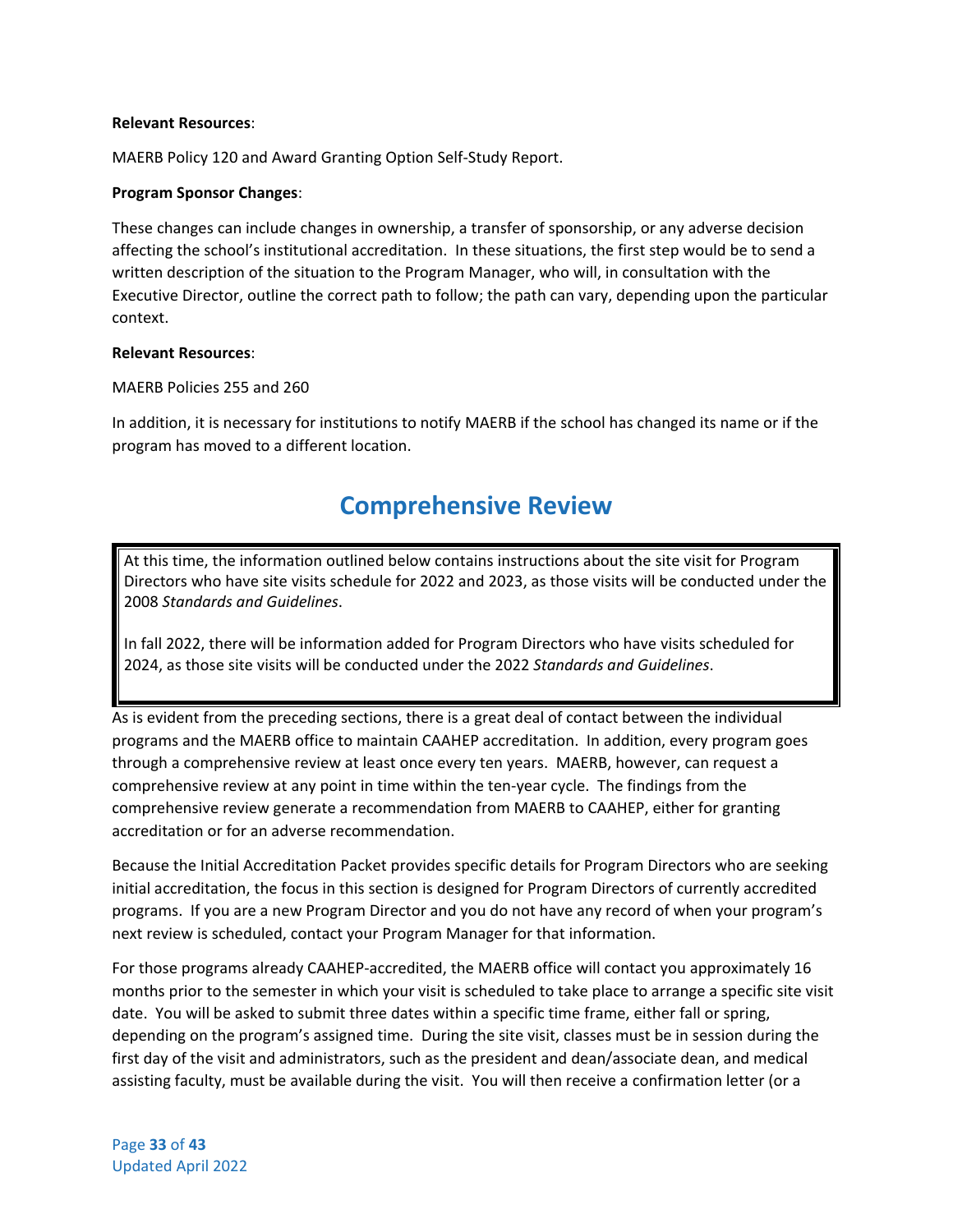**Relevant Resources**:

MAERB Policy 120 and Award Granting Option Self-Study Report.

**Program Sponsor Changes**:

These changes can include changes in ownership, a transfer of sponsorship, or any adverse decision affecting the school's institutional accreditation. In these situations, the first step would be to send a written description of the situation to the Program Manager, who will, in consultation with the Executive Director, outline the correct path to follow; the path can vary, depending upon the particular context.

**Relevant Resources**:

MAERB Policies 255 and 260

In addition, it is necessary for institutions to notify MAERB if the school has changed its name or if the program has moved to a different location.

# Comprehensive Review

> At this time, the information outlined below contains instructions about the site visit for Program Directors who have site visits schedule for 2022 and 2023, as those visits will be conducted under the 2008 *Standards and Guidelines*.
>
> In fall 2022, there will be information added for Program Directors who have visits scheduled for 2024, as those site visits will be conducted under the 2022 *Standards and Guidelines*.

As is evident from the preceding sections, there is a great deal of contact between the individual programs and the MAERB office to maintain CAAHEP accreditation. In addition, every program goes through a comprehensive review at least once every ten years. MAERB, however, can request a comprehensive review at any point in time within the ten-year cycle. The findings from the comprehensive review generate a recommendation from MAERB to CAAHEP, either for granting accreditation or for an adverse recommendation.

Because the Initial Accreditation Packet provides specific details for Program Directors who are seeking initial accreditation, the focus in this section is designed for Program Directors of currently accredited programs. If you are a new Program Director and you do not have any record of when your program's next review is scheduled, contact your Program Manager for that information.

For those programs already CAAHEP-accredited, the MAERB office will contact you approximately 16 months prior to the semester in which your visit is scheduled to take place to arrange a specific site visit date. You will be asked to submit three dates within a specific time frame, either fall or spring, depending on the program's assigned time. During the site visit, classes must be in session during the first day of the visit and administrators, such as the president and dean/associate dean, and medical assisting faculty, must be available during the visit. You will then receive a confirmation letter (or a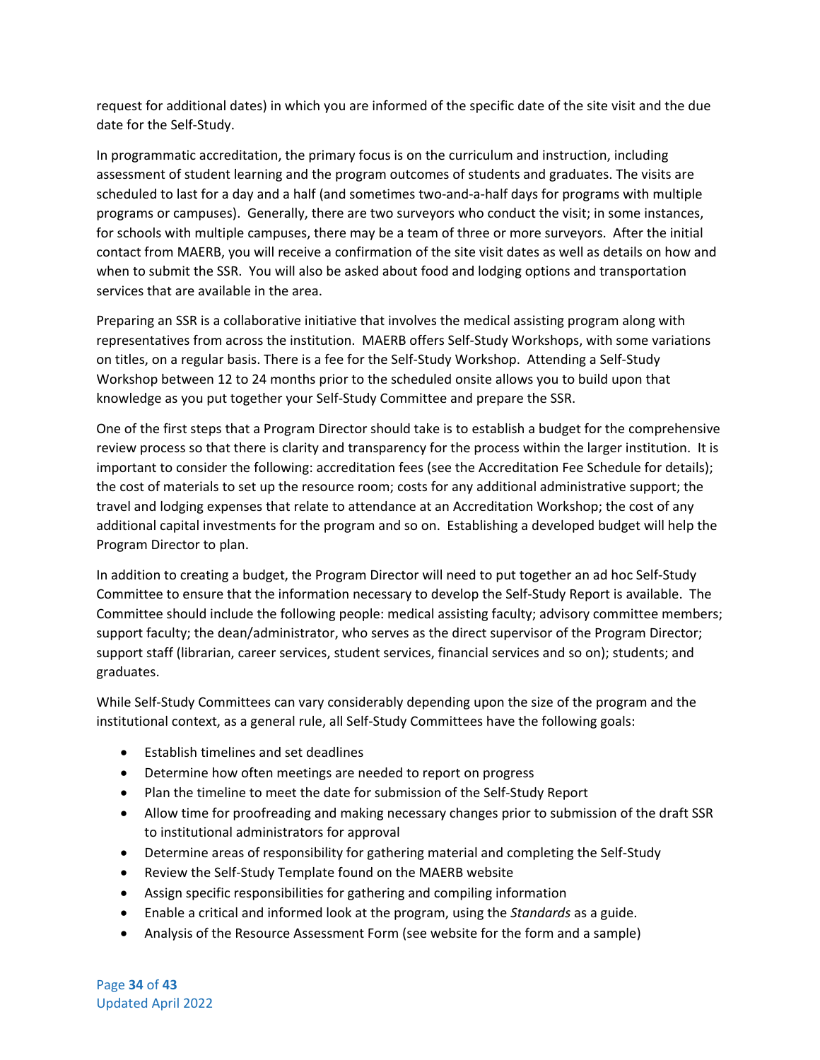request for additional dates) in which you are informed of the specific date of the site visit and the due date for the Self-Study.

In programmatic accreditation, the primary focus is on the curriculum and instruction, including assessment of student learning and the program outcomes of students and graduates. The visits are scheduled to last for a day and a half (and sometimes two-and-a-half days for programs with multiple programs or campuses). Generally, there are two surveyors who conduct the visit; in some instances, for schools with multiple campuses, there may be a team of three or more surveyors. After the initial contact from MAERB, you will receive a confirmation of the site visit dates as well as details on how and when to submit the SSR. You will also be asked about food and lodging options and transportation services that are available in the area.

Preparing an SSR is a collaborative initiative that involves the medical assisting program along with representatives from across the institution. MAERB offers Self-Study Workshops, with some variations on titles, on a regular basis. There is a fee for the Self-Study Workshop. Attending a Self-Study Workshop between 12 to 24 months prior to the scheduled onsite allows you to build upon that knowledge as you put together your Self-Study Committee and prepare the SSR.

One of the first steps that a Program Director should take is to establish a budget for the comprehensive review process so that there is clarity and transparency for the process within the larger institution. It is important to consider the following: accreditation fees (see the Accreditation Fee Schedule for details); the cost of materials to set up the resource room; costs for any additional administrative support; the travel and lodging expenses that relate to attendance at an Accreditation Workshop; the cost of any additional capital investments for the program and so on. Establishing a developed budget will help the Program Director to plan.

In addition to creating a budget, the Program Director will need to put together an ad hoc Self-Study Committee to ensure that the information necessary to develop the Self-Study Report is available. The Committee should include the following people: medical assisting faculty; advisory committee members; support faculty; the dean/administrator, who serves as the direct supervisor of the Program Director; support staff (librarian, career services, student services, financial services and so on); students; and graduates.

While Self-Study Committees can vary considerably depending upon the size of the program and the institutional context, as a general rule, all Self-Study Committees have the following goals:

- Establish timelines and set deadlines
- Determine how often meetings are needed to report on progress
- Plan the timeline to meet the date for submission of the Self-Study Report
- Allow time for proofreading and making necessary changes prior to submission of the draft SSR to institutional administrators for approval
- Determine areas of responsibility for gathering material and completing the Self-Study
- Review the Self-Study Template found on the MAERB website
- Assign specific responsibilities for gathering and compiling information
- Enable a critical and informed look at the program, using the *Standards* as a guide.
- Analysis of the Resource Assessment Form (see website for the form and a sample)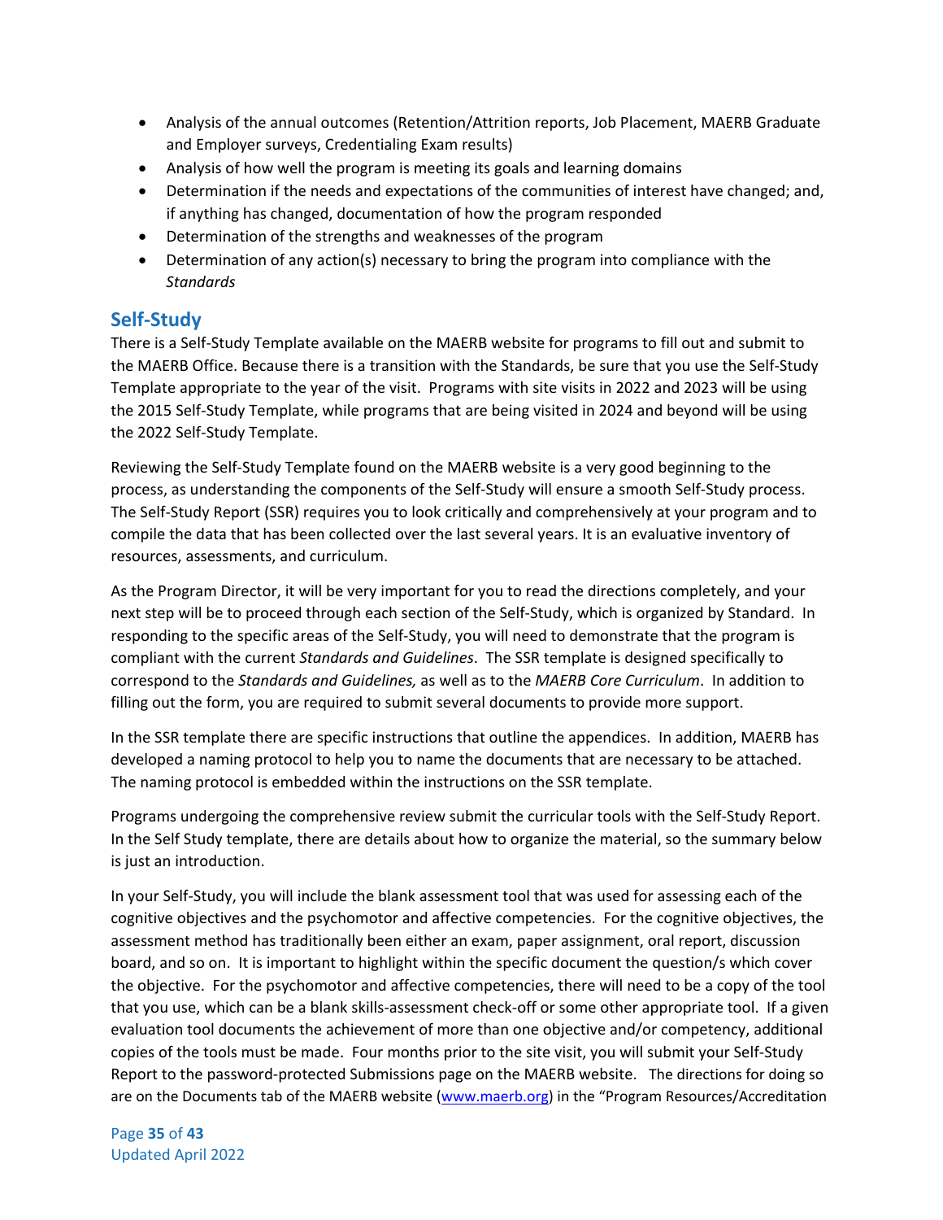- Analysis of the annual outcomes (Retention/Attrition reports, Job Placement, MAERB Graduate and Employer surveys, Credentialing Exam results)
- Analysis of how well the program is meeting its goals and learning domains
- Determination if the needs and expectations of the communities of interest have changed; and, if anything has changed, documentation of how the program responded
- Determination of the strengths and weaknesses of the program
- Determination of any action(s) necessary to bring the program into compliance with the *Standards*

## Self-Study

There is a Self-Study Template available on the MAERB website for programs to fill out and submit to the MAERB Office. Because there is a transition with the Standards, be sure that you use the Self-Study Template appropriate to the year of the visit. Programs with site visits in 2022 and 2023 will be using the 2015 Self-Study Template, while programs that are being visited in 2024 and beyond will be using the 2022 Self-Study Template.

Reviewing the Self-Study Template found on the MAERB website is a very good beginning to the process, as understanding the components of the Self-Study will ensure a smooth Self-Study process. The Self-Study Report (SSR) requires you to look critically and comprehensively at your program and to compile the data that has been collected over the last several years. It is an evaluative inventory of resources, assessments, and curriculum.

As the Program Director, it will be very important for you to read the directions completely, and your next step will be to proceed through each section of the Self-Study, which is organized by Standard. In responding to the specific areas of the Self-Study, you will need to demonstrate that the program is compliant with the current *Standards and Guidelines*. The SSR template is designed specifically to correspond to the *Standards and Guidelines,* as well as to the *MAERB Core Curriculum*. In addition to filling out the form, you are required to submit several documents to provide more support.

In the SSR template there are specific instructions that outline the appendices. In addition, MAERB has developed a naming protocol to help you to name the documents that are necessary to be attached. The naming protocol is embedded within the instructions on the SSR template.

Programs undergoing the comprehensive review submit the curricular tools with the Self-Study Report. In the Self Study template, there are details about how to organize the material, so the summary below is just an introduction.

In your Self-Study, you will include the blank assessment tool that was used for assessing each of the cognitive objectives and the psychomotor and affective competencies. For the cognitive objectives, the assessment method has traditionally been either an exam, paper assignment, oral report, discussion board, and so on. It is important to highlight within the specific document the question/s which cover the objective. For the psychomotor and affective competencies, there will need to be a copy of the tool that you use, which can be a blank skills-assessment check-off or some other appropriate tool. If a given evaluation tool documents the achievement of more than one objective and/or competency, additional copies of the tools must be made. Four months prior to the site visit, you will submit your Self-Study Report to the password-protected Submissions page on the MAERB website. The directions for doing so are on the Documents tab of the MAERB website (www.maerb.org) in the "Program Resources/Accreditation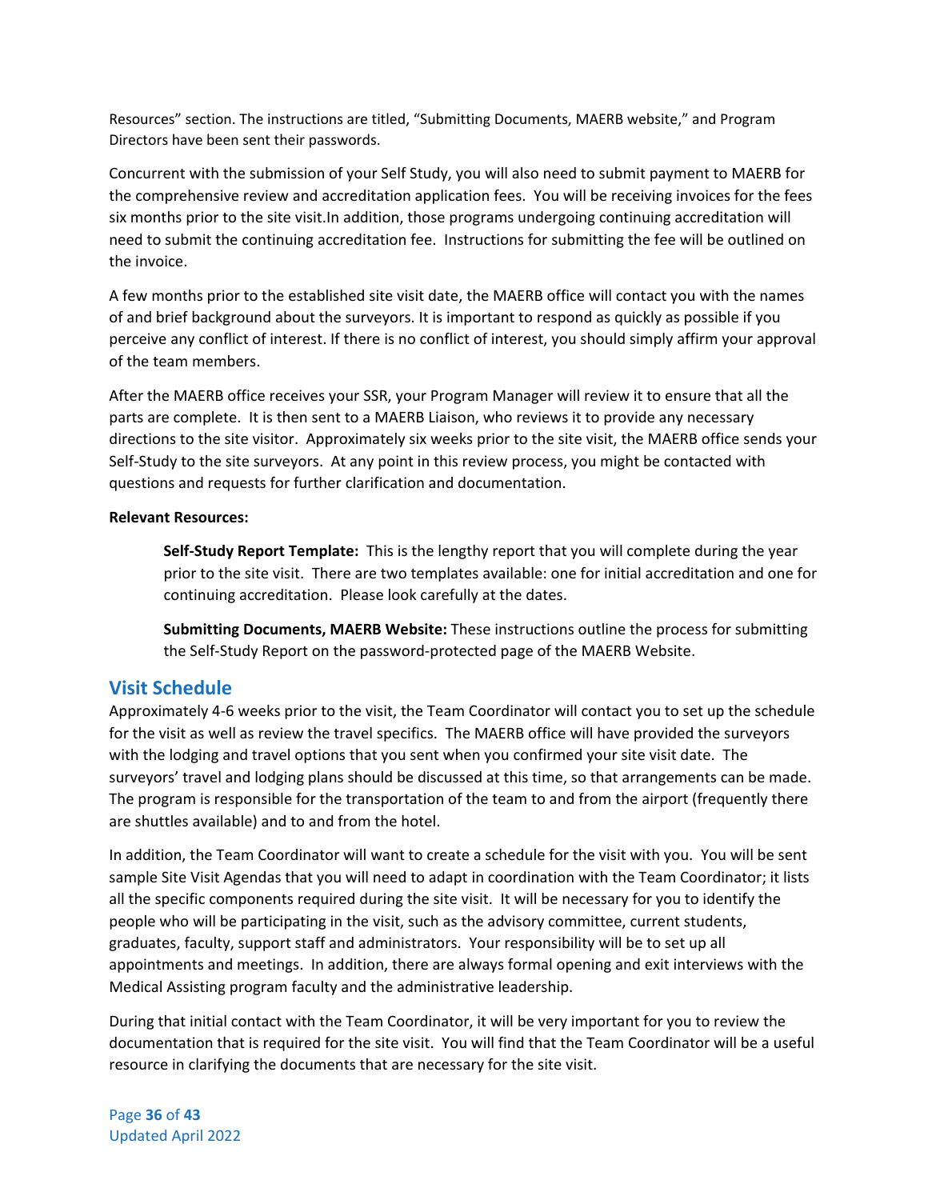Resources" section. The instructions are titled, "Submitting Documents, MAERB website," and Program Directors have been sent their passwords.

Concurrent with the submission of your Self Study, you will also need to submit payment to MAERB for the comprehensive review and accreditation application fees. You will be receiving invoices for the fees six months prior to the site visit.In addition, those programs undergoing continuing accreditation will need to submit the continuing accreditation fee. Instructions for submitting the fee will be outlined on the invoice.

A few months prior to the established site visit date, the MAERB office will contact you with the names of and brief background about the surveyors. It is important to respond as quickly as possible if you perceive any conflict of interest. If there is no conflict of interest, you should simply affirm your approval of the team members.

After the MAERB office receives your SSR, your Program Manager will review it to ensure that all the parts are complete. It is then sent to a MAERB Liaison, who reviews it to provide any necessary directions to the site visitor. Approximately six weeks prior to the site visit, the MAERB office sends your Self-Study to the site surveyors. At any point in this review process, you might be contacted with questions and requests for further clarification and documentation.

**Relevant Resources:**

> **Self-Study Report Template:** This is the lengthy report that you will complete during the year prior to the site visit. There are two templates available: one for initial accreditation and one for continuing accreditation. Please look carefully at the dates.
>
> **Submitting Documents, MAERB Website:** These instructions outline the process for submitting the Self-Study Report on the password-protected page of the MAERB Website.

## Visit Schedule

Approximately 4-6 weeks prior to the visit, the Team Coordinator will contact you to set up the schedule for the visit as well as review the travel specifics. The MAERB office will have provided the surveyors with the lodging and travel options that you sent when you confirmed your site visit date. The surveyors' travel and lodging plans should be discussed at this time, so that arrangements can be made. The program is responsible for the transportation of the team to and from the airport (frequently there are shuttles available) and to and from the hotel.

In addition, the Team Coordinator will want to create a schedule for the visit with you. You will be sent sample Site Visit Agendas that you will need to adapt in coordination with the Team Coordinator; it lists all the specific components required during the site visit. It will be necessary for you to identify the people who will be participating in the visit, such as the advisory committee, current students, graduates, faculty, support staff and administrators. Your responsibility will be to set up all appointments and meetings. In addition, there are always formal opening and exit interviews with the Medical Assisting program faculty and the administrative leadership.

During that initial contact with the Team Coordinator, it will be very important for you to review the documentation that is required for the site visit. You will find that the Team Coordinator will be a useful resource in clarifying the documents that are necessary for the site visit.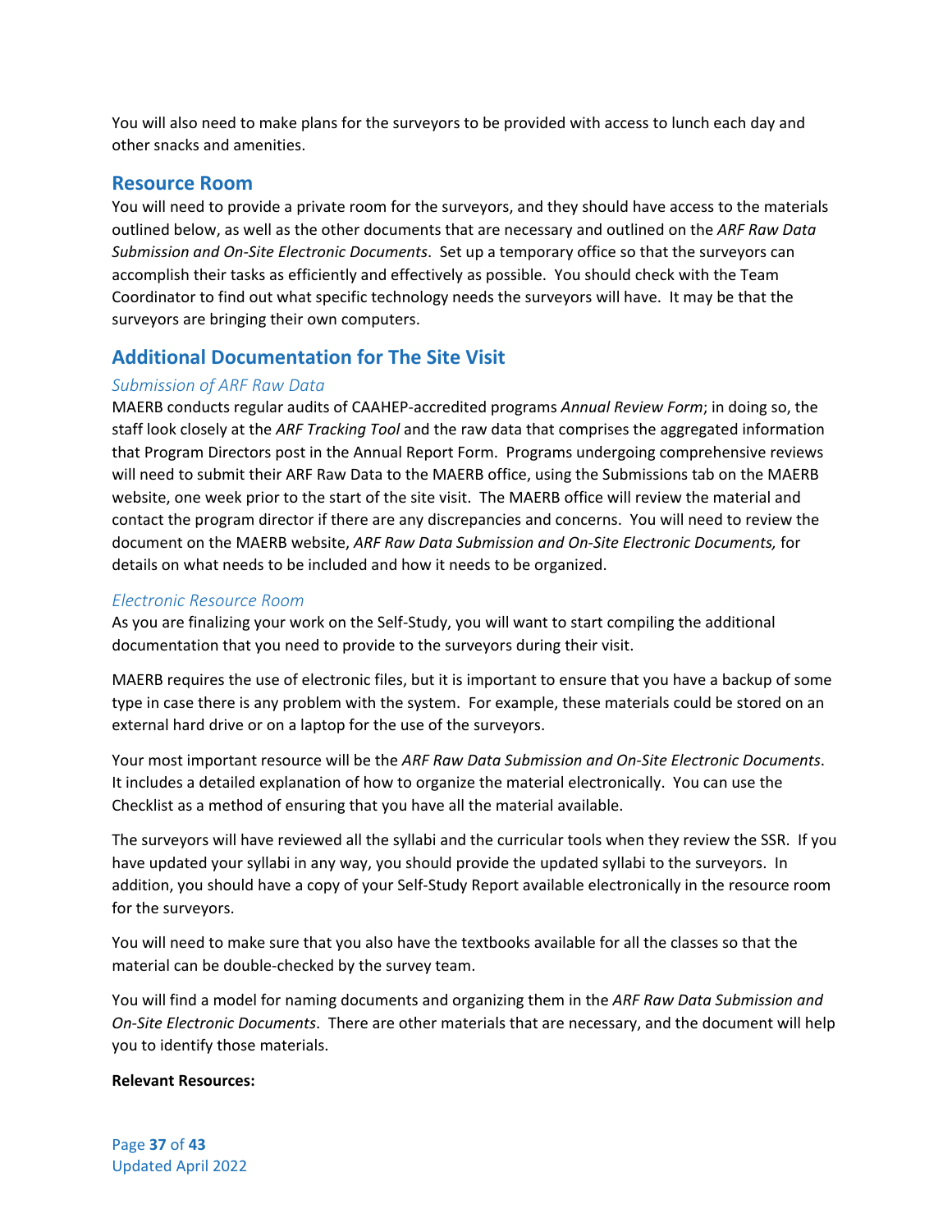You will also need to make plans for the surveyors to be provided with access to lunch each day and other snacks and amenities.

## Resource Room

You will need to provide a private room for the surveyors, and they should have access to the materials outlined below, as well as the other documents that are necessary and outlined on the *ARF Raw Data Submission and On-Site Electronic Documents*. Set up a temporary office so that the surveyors can accomplish their tasks as efficiently and effectively as possible. You should check with the Team Coordinator to find out what specific technology needs the surveyors will have. It may be that the surveyors are bringing their own computers.

## Additional Documentation for The Site Visit

### *Submission of ARF Raw Data*

MAERB conducts regular audits of CAAHEP-accredited programs *Annual Review Form*; in doing so, the staff look closely at the *ARF Tracking Tool* and the raw data that comprises the aggregated information that Program Directors post in the Annual Report Form. Programs undergoing comprehensive reviews will need to submit their ARF Raw Data to the MAERB office, using the Submissions tab on the MAERB website, one week prior to the start of the site visit. The MAERB office will review the material and contact the program director if there are any discrepancies and concerns. You will need to review the document on the MAERB website, *ARF Raw Data Submission and On-Site Electronic Documents,* for details on what needs to be included and how it needs to be organized.

### *Electronic Resource Room*

As you are finalizing your work on the Self-Study, you will want to start compiling the additional documentation that you need to provide to the surveyors during their visit.

MAERB requires the use of electronic files, but it is important to ensure that you have a backup of some type in case there is any problem with the system. For example, these materials could be stored on an external hard drive or on a laptop for the use of the surveyors.

Your most important resource will be the *ARF Raw Data Submission and On-Site Electronic Documents*. It includes a detailed explanation of how to organize the material electronically. You can use the Checklist as a method of ensuring that you have all the material available.

The surveyors will have reviewed all the syllabi and the curricular tools when they review the SSR. If you have updated your syllabi in any way, you should provide the updated syllabi to the surveyors. In addition, you should have a copy of your Self-Study Report available electronically in the resource room for the surveyors.

You will need to make sure that you also have the textbooks available for all the classes so that the material can be double-checked by the survey team.

You will find a model for naming documents and organizing them in the *ARF Raw Data Submission and On-Site Electronic Documents*. There are other materials that are necessary, and the document will help you to identify those materials.

**Relevant Resources:**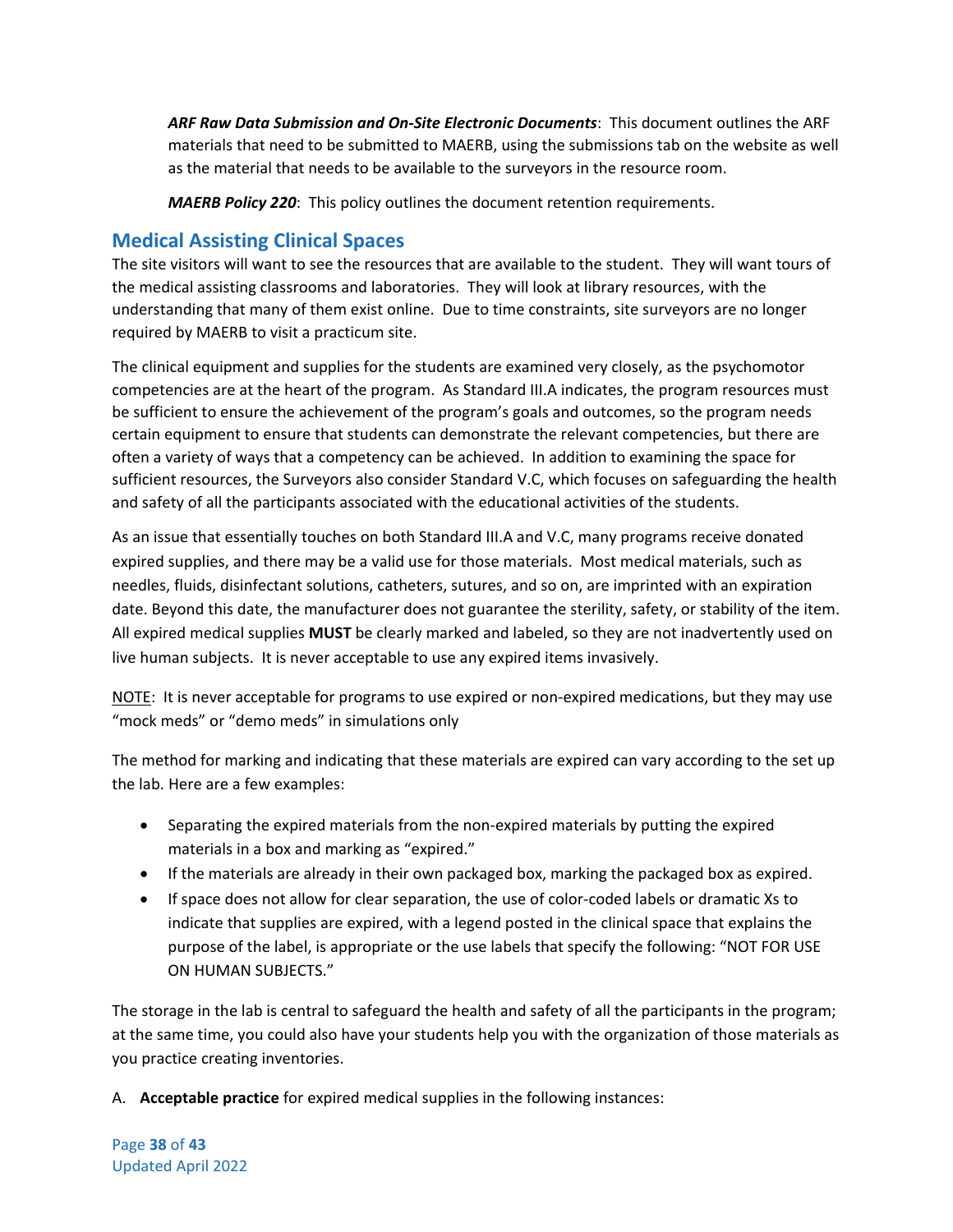***ARF Raw Data Submission and On-Site Electronic Documents***: This document outlines the ARF materials that need to be submitted to MAERB, using the submissions tab on the website as well as the material that needs to be available to the surveyors in the resource room.

***MAERB Policy 220***: This policy outlines the document retention requirements.

## Medical Assisting Clinical Spaces

The site visitors will want to see the resources that are available to the student. They will want tours of the medical assisting classrooms and laboratories. They will look at library resources, with the understanding that many of them exist online. Due to time constraints, site surveyors are no longer required by MAERB to visit a practicum site.

The clinical equipment and supplies for the students are examined very closely, as the psychomotor competencies are at the heart of the program. As Standard III.A indicates, the program resources must be sufficient to ensure the achievement of the program's goals and outcomes, so the program needs certain equipment to ensure that students can demonstrate the relevant competencies, but there are often a variety of ways that a competency can be achieved. In addition to examining the space for sufficient resources, the Surveyors also consider Standard V.C, which focuses on safeguarding the health and safety of all the participants associated with the educational activities of the students.

As an issue that essentially touches on both Standard III.A and V.C, many programs receive donated expired supplies, and there may be a valid use for those materials. Most medical materials, such as needles, fluids, disinfectant solutions, catheters, sutures, and so on, are imprinted with an expiration date. Beyond this date, the manufacturer does not guarantee the sterility, safety, or stability of the item. All expired medical supplies **MUST** be clearly marked and labeled, so they are not inadvertently used on live human subjects. It is never acceptable to use any expired items invasively.

<u>NOTE</u>: It is never acceptable for programs to use expired or non-expired medications, but they may use "mock meds" or "demo meds" in simulations only

The method for marking and indicating that these materials are expired can vary according to the set up the lab. Here are a few examples:

- Separating the expired materials from the non-expired materials by putting the expired materials in a box and marking as "expired."
- If the materials are already in their own packaged box, marking the packaged box as expired.
- If space does not allow for clear separation, the use of color-coded labels or dramatic Xs to indicate that supplies are expired, with a legend posted in the clinical space that explains the purpose of the label, is appropriate or the use labels that specify the following: "NOT FOR USE ON HUMAN SUBJECTS."

The storage in the lab is central to safeguard the health and safety of all the participants in the program; at the same time, you could also have your students help you with the organization of those materials as you practice creating inventories.

A. **Acceptable practice** for expired medical supplies in the following instances: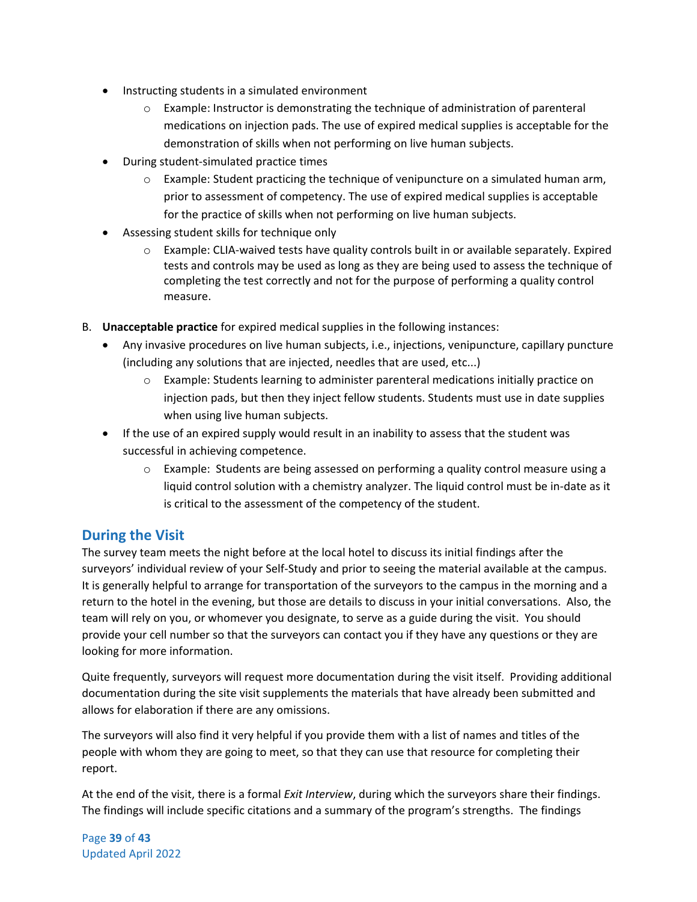- Instructing students in a simulated environment
    - Example: Instructor is demonstrating the technique of administration of parenteral medications on injection pads. The use of expired medical supplies is acceptable for the demonstration of skills when not performing on live human subjects.
- During student-simulated practice times
    - Example: Student practicing the technique of venipuncture on a simulated human arm, prior to assessment of competency. The use of expired medical supplies is acceptable for the practice of skills when not performing on live human subjects.
- Assessing student skills for technique only
    - Example: CLIA-waived tests have quality controls built in or available separately. Expired tests and controls may be used as long as they are being used to assess the technique of completing the test correctly and not for the purpose of performing a quality control measure.

B. **Unacceptable practice** for expired medical supplies in the following instances:

- Any invasive procedures on live human subjects, i.e., injections, venipuncture, capillary puncture (including any solutions that are injected, needles that are used, etc...)
    - Example: Students learning to administer parenteral medications initially practice on injection pads, but then they inject fellow students. Students must use in date supplies when using live human subjects.
- If the use of an expired supply would result in an inability to assess that the student was successful in achieving competence.
    - Example: Students are being assessed on performing a quality control measure using a liquid control solution with a chemistry analyzer. The liquid control must be in-date as it is critical to the assessment of the competency of the student.

## During the Visit

The survey team meets the night before at the local hotel to discuss its initial findings after the surveyors' individual review of your Self-Study and prior to seeing the material available at the campus. It is generally helpful to arrange for transportation of the surveyors to the campus in the morning and a return to the hotel in the evening, but those are details to discuss in your initial conversations. Also, the team will rely on you, or whomever you designate, to serve as a guide during the visit. You should provide your cell number so that the surveyors can contact you if they have any questions or they are looking for more information.

Quite frequently, surveyors will request more documentation during the visit itself. Providing additional documentation during the site visit supplements the materials that have already been submitted and allows for elaboration if there are any omissions.

The surveyors will also find it very helpful if you provide them with a list of names and titles of the people with whom they are going to meet, so that they can use that resource for completing their report.

At the end of the visit, there is a formal *Exit Interview*, during which the surveyors share their findings. The findings will include specific citations and a summary of the program's strengths. The findings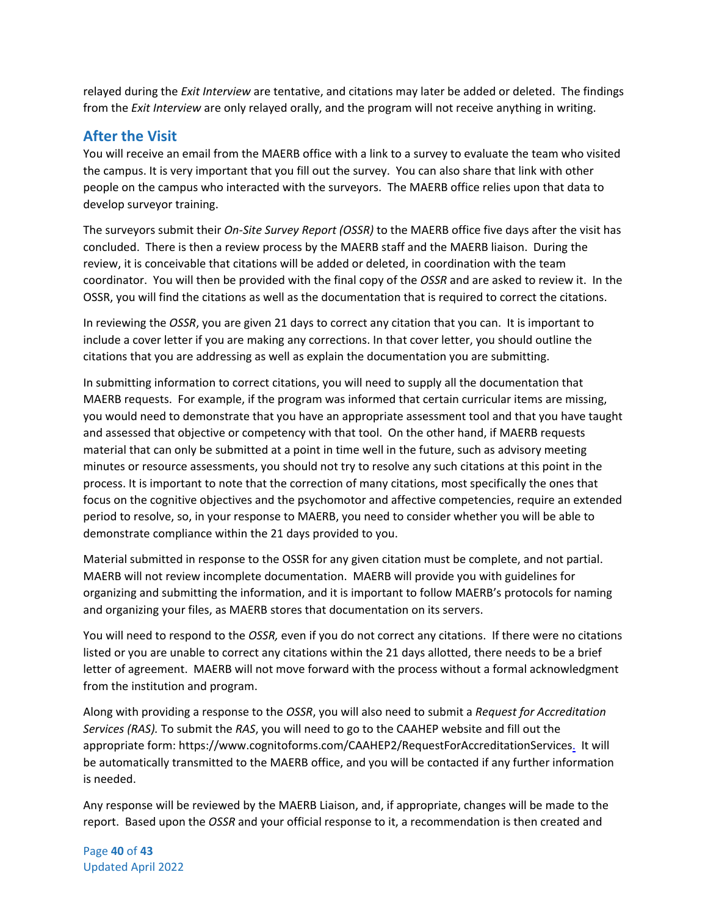relayed during the *Exit Interview* are tentative, and citations may later be added or deleted. The findings from the *Exit Interview* are only relayed orally, and the program will not receive anything in writing.

## After the Visit

You will receive an email from the MAERB office with a link to a survey to evaluate the team who visited the campus. It is very important that you fill out the survey. You can also share that link with other people on the campus who interacted with the surveyors. The MAERB office relies upon that data to develop surveyor training.

The surveyors submit their *On-Site Survey Report (OSSR)* to the MAERB office five days after the visit has concluded. There is then a review process by the MAERB staff and the MAERB liaison. During the review, it is conceivable that citations will be added or deleted, in coordination with the team coordinator. You will then be provided with the final copy of the *OSSR* and are asked to review it. In the OSSR, you will find the citations as well as the documentation that is required to correct the citations.

In reviewing the *OSSR*, you are given 21 days to correct any citation that you can. It is important to include a cover letter if you are making any corrections. In that cover letter, you should outline the citations that you are addressing as well as explain the documentation you are submitting.

In submitting information to correct citations, you will need to supply all the documentation that MAERB requests. For example, if the program was informed that certain curricular items are missing, you would need to demonstrate that you have an appropriate assessment tool and that you have taught and assessed that objective or competency with that tool. On the other hand, if MAERB requests material that can only be submitted at a point in time well in the future, such as advisory meeting minutes or resource assessments, you should not try to resolve any such citations at this point in the process. It is important to note that the correction of many citations, most specifically the ones that focus on the cognitive objectives and the psychomotor and affective competencies, require an extended period to resolve, so, in your response to MAERB, you need to consider whether you will be able to demonstrate compliance within the 21 days provided to you.

Material submitted in response to the OSSR for any given citation must be complete, and not partial. MAERB will not review incomplete documentation. MAERB will provide you with guidelines for organizing and submitting the information, and it is important to follow MAERB's protocols for naming and organizing your files, as MAERB stores that documentation on its servers.

You will need to respond to the *OSSR,* even if you do not correct any citations. If there were no citations listed or you are unable to correct any citations within the 21 days allotted, there needs to be a brief letter of agreement. MAERB will not move forward with the process without a formal acknowledgment from the institution and program.

Along with providing a response to the *OSSR*, you will also need to submit a *Request for Accreditation Services (RAS).* To submit the *RAS*, you will need to go to the CAAHEP website and fill out the appropriate form: https://www.cognitoforms.com/CAAHEP2/RequestForAccreditationServices. It will be automatically transmitted to the MAERB office, and you will be contacted if any further information is needed.

Any response will be reviewed by the MAERB Liaison, and, if appropriate, changes will be made to the report. Based upon the *OSSR* and your official response to it, a recommendation is then created and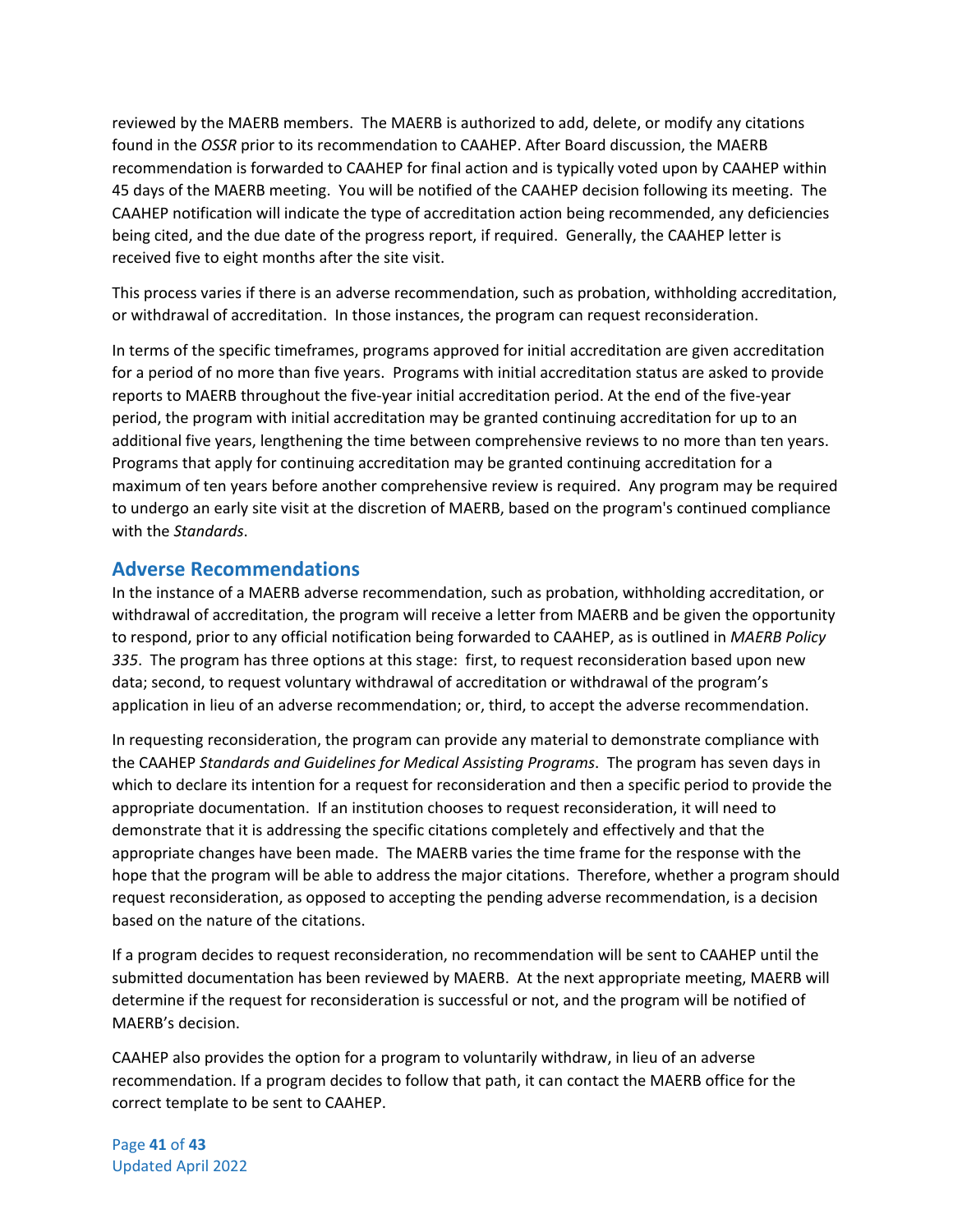reviewed by the MAERB members. The MAERB is authorized to add, delete, or modify any citations found in the *OSSR* prior to its recommendation to CAAHEP. After Board discussion, the MAERB recommendation is forwarded to CAAHEP for final action and is typically voted upon by CAAHEP within 45 days of the MAERB meeting. You will be notified of the CAAHEP decision following its meeting. The CAAHEP notification will indicate the type of accreditation action being recommended, any deficiencies being cited, and the due date of the progress report, if required. Generally, the CAAHEP letter is received five to eight months after the site visit.

This process varies if there is an adverse recommendation, such as probation, withholding accreditation, or withdrawal of accreditation. In those instances, the program can request reconsideration.

In terms of the specific timeframes, programs approved for initial accreditation are given accreditation for a period of no more than five years. Programs with initial accreditation status are asked to provide reports to MAERB throughout the five-year initial accreditation period. At the end of the five-year period, the program with initial accreditation may be granted continuing accreditation for up to an additional five years, lengthening the time between comprehensive reviews to no more than ten years. Programs that apply for continuing accreditation may be granted continuing accreditation for a maximum of ten years before another comprehensive review is required. Any program may be required to undergo an early site visit at the discretion of MAERB, based on the program's continued compliance with the *Standards*.

## Adverse Recommendations

In the instance of a MAERB adverse recommendation, such as probation, withholding accreditation, or withdrawal of accreditation, the program will receive a letter from MAERB and be given the opportunity to respond, prior to any official notification being forwarded to CAAHEP, as is outlined in *MAERB Policy 335*. The program has three options at this stage: first, to request reconsideration based upon new data; second, to request voluntary withdrawal of accreditation or withdrawal of the program's application in lieu of an adverse recommendation; or, third, to accept the adverse recommendation.

In requesting reconsideration, the program can provide any material to demonstrate compliance with the CAAHEP *Standards and Guidelines for Medical Assisting Programs*. The program has seven days in which to declare its intention for a request for reconsideration and then a specific period to provide the appropriate documentation. If an institution chooses to request reconsideration, it will need to demonstrate that it is addressing the specific citations completely and effectively and that the appropriate changes have been made. The MAERB varies the time frame for the response with the hope that the program will be able to address the major citations. Therefore, whether a program should request reconsideration, as opposed to accepting the pending adverse recommendation, is a decision based on the nature of the citations.

If a program decides to request reconsideration, no recommendation will be sent to CAAHEP until the submitted documentation has been reviewed by MAERB. At the next appropriate meeting, MAERB will determine if the request for reconsideration is successful or not, and the program will be notified of MAERB's decision.

CAAHEP also provides the option for a program to voluntarily withdraw, in lieu of an adverse recommendation. If a program decides to follow that path, it can contact the MAERB office for the correct template to be sent to CAAHEP.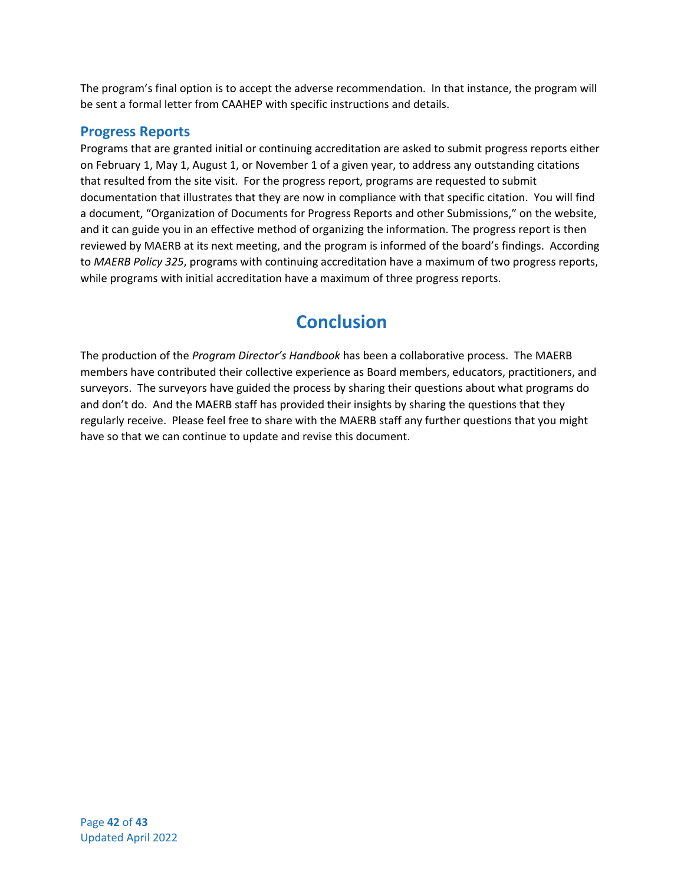The program's final option is to accept the adverse recommendation. In that instance, the program will be sent a formal letter from CAAHEP with specific instructions and details.

### Progress Reports

Programs that are granted initial or continuing accreditation are asked to submit progress reports either on February 1, May 1, August 1, or November 1 of a given year, to address any outstanding citations that resulted from the site visit. For the progress report, programs are requested to submit documentation that illustrates that they are now in compliance with that specific citation. You will find a document, "Organization of Documents for Progress Reports and other Submissions," on the website, and it can guide you in an effective method of organizing the information. The progress report is then reviewed by MAERB at its next meeting, and the program is informed of the board's findings. According to *MAERB Policy 325*, programs with continuing accreditation have a maximum of two progress reports, while programs with initial accreditation have a maximum of three progress reports.

## Conclusion

The production of the *Program Director's Handbook* has been a collaborative process. The MAERB members have contributed their collective experience as Board members, educators, practitioners, and surveyors. The surveyors have guided the process by sharing their questions about what programs do and don't do. And the MAERB staff has provided their insights by sharing the questions that they regularly receive. Please feel free to share with the MAERB staff any further questions that you might have so that we can continue to update and revise this document.